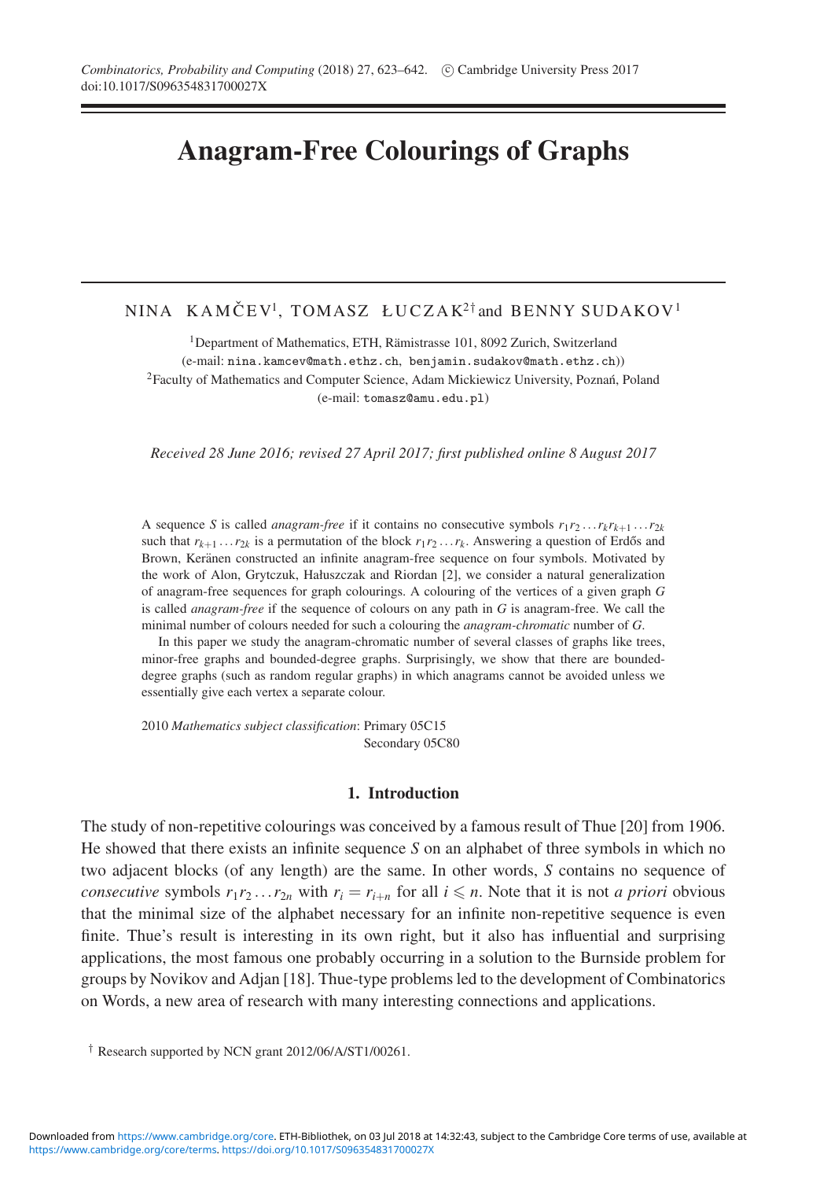# Anagram-Free Colourings of Graphs

NINA KAMČEV[1], TOMASZ ŁUCZAK[2†] and BENNY SUDAKOV[1]

[1]Department of Mathematics, ETH, Rämistrasse 101, 8092 Zurich, Switzerland
(e-mail: nina.kamcev@math.ethz.ch, benjamin.sudakov@math.ethz.ch))
[2]Faculty of Mathematics and Computer Science, Adam Mickiewicz University, Poznań, Poland
(e-mail: tomasz@amu.edu.pl)

*Received 28 June 2016; revised 27 April 2017; first published online 8 August 2017*

A sequence $S$ is called *anagram-free* if it contains no consecutive symbols $r_1r_2 \dots r_kr_{k+1} \dots r_{2k}$ such that $r_{k+1} \dots r_{2k}$ is a permutation of the block $r_1r_2 \dots r_k$. Answering a question of Erdős and Brown, Keränen constructed an infinite anagram-free sequence on four symbols. Motivated by the work of Alon, Grytczuk, Hałuszczak and Riordan [2], we consider a natural generalization of anagram-free sequences for graph colourings. A colouring of the vertices of a given graph $G$ is called *anagram-free* if the sequence of colours on any path in $G$ is anagram-free. We call the minimal number of colours needed for such a colouring the *anagram-chromatic* number of $G$.

In this paper we study the anagram-chromatic number of several classes of graphs like trees, minor-free graphs and bounded-degree graphs. Surprisingly, we show that there are bounded-degree graphs (such as random regular graphs) in which anagrams cannot be avoided unless we essentially give each vertex a separate colour.

2010 *Mathematics subject classification*: Primary 05C15
Secondary 05C80

## 1. Introduction

The study of non-repetitive colourings was conceived by a famous result of Thue [20] from 1906. He showed that there exists an infinite sequence $S$ on an alphabet of three symbols in which no two adjacent blocks (of any length) are the same. In other words, $S$ contains no sequence of *consecutive* symbols $r_1r_2 \dots r_{2n}$ with $r_i = r_{i+n}$ for all $i \leqslant n$. Note that it is not *a priori* obvious that the minimal size of the alphabet necessary for an infinite non-repetitive sequence is even finite. Thue's result is interesting in its own right, but it also has influential and surprising applications, the most famous one probably occurring in a solution to the Burnside problem for groups by Novikov and Adjan [18]. Thue-type problems led to the development of Combinatorics on Words, a new area of research with many interesting connections and applications.

† Research supported by NCN grant 2012/06/A/ST1/00261.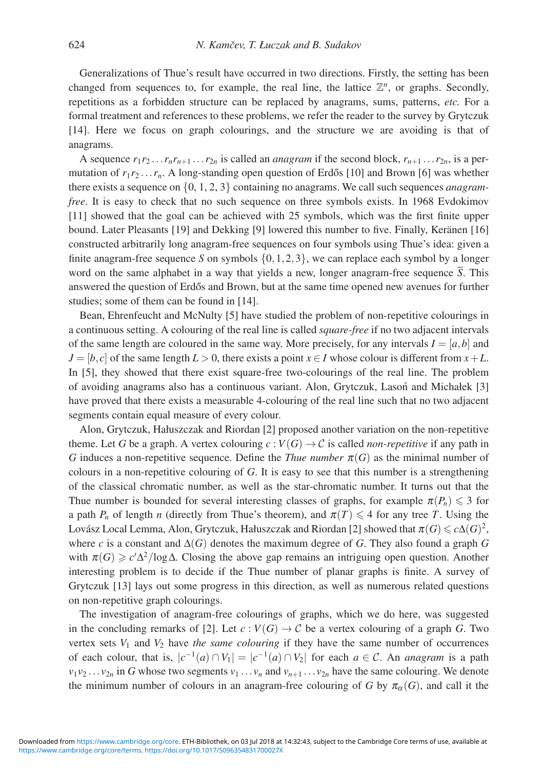Generalizations of Thue's result have occurred in two directions. Firstly, the setting has been changed from sequences to, for example, the real line, the lattice $\mathbb{Z}^n$, or graphs. Secondly, repetitions as a forbidden structure can be replaced by anagrams, sums, patterns, *etc.* For a formal treatment and references to these problems, we refer the reader to the survey by Grytczuk [14]. Here we focus on graph colourings, and the structure we are avoiding is that of anagrams.

A sequence $r_1 r_2 \ldots r_n r_{n+1} \ldots r_{2n}$ is called an *anagram* if the second block, $r_{n+1} \ldots r_{2n}$, is a permutation of $r_1 r_2 \ldots r_n$. A long-standing open question of Erdős [10] and Brown [6] was whether there exists a sequence on $\{0, 1, 2, 3\}$ containing no anagrams. We call such sequences *anagram-free*. It is easy to check that no such sequence on three symbols exists. In 1968 Evdokimov [11] showed that the goal can be achieved with 25 symbols, which was the first finite upper bound. Later Pleasants [19] and Dekking [9] lowered this number to five. Finally, Keränen [16] constructed arbitrarily long anagram-free sequences on four symbols using Thue's idea: given a finite anagram-free sequence $S$ on symbols $\{0,1,2,3\}$, we can replace each symbol by a longer word on the same alphabet in a way that yields a new, longer anagram-free sequence $\overline{S}$. This answered the question of Erdős and Brown, but at the same time opened new avenues for further studies; some of them can be found in [14].

Bean, Ehrenfeucht and McNulty [5] have studied the problem of non-repetitive colourings in a continuous setting. A colouring of the real line is called *square-free* if no two adjacent intervals of the same length are coloured in the same way. More precisely, for any intervals $I = [a,b]$ and $J = [b,c]$ of the same length $L > 0$, there exists a point $x \in I$ whose colour is different from $x + L$. In [5], they showed that there exist square-free two-colourings of the real line. The problem of avoiding anagrams also has a continuous variant. Alon, Grytczuk, Lasoń and Michałek [3] have proved that there exists a measurable 4-colouring of the real line such that no two adjacent segments contain equal measure of every colour.

Alon, Grytczuk, Hałuszczak and Riordan [2] proposed another variation on the non-repetitive theme. Let $G$ be a graph. A vertex colouring $c : V(G) \to \mathcal{C}$ is called *non-repetitive* if any path in $G$ induces a non-repetitive sequence. Define the *Thue number* $\pi(G)$ as the minimal number of colours in a non-repetitive colouring of $G$. It is easy to see that this number is a strengthening of the classical chromatic number, as well as the star-chromatic number. It turns out that the Thue number is bounded for several interesting classes of graphs, for example $\pi(P_n) \leqslant 3$ for a path $P_n$ of length $n$ (directly from Thue's theorem), and $\pi(T) \leqslant 4$ for any tree $T$. Using the Lovász Local Lemma, Alon, Grytczuk, Hałuszczak and Riordan [2] showed that $\pi(G) \leqslant c\Delta(G)^2$, where $c$ is a constant and $\Delta(G)$ denotes the maximum degree of $G$. They also found a graph $G$ with $\pi(G) \geqslant c'\Delta^2/\log\Delta$. Closing the above gap remains an intriguing open question. Another interesting problem is to decide if the Thue number of planar graphs is finite. A survey of Grytczuk [13] lays out some progress in this direction, as well as numerous related questions on non-repetitive graph colourings.

The investigation of anagram-free colourings of graphs, which we do here, was suggested in the concluding remarks of [2]. Let $c : V(G) \to \mathcal{C}$ be a vertex colouring of a graph $G$. Two vertex sets $V_1$ and $V_2$ have *the same colouring* if they have the same number of occurrences of each colour, that is, $|c^{-1}(a) \cap V_1| = |c^{-1}(a) \cap V_2|$ for each $a \in \mathcal{C}$. An *anagram* is a path $v_1 v_2 \ldots v_{2n}$ in $G$ whose two segments $v_1 \ldots v_n$ and $v_{n+1} \ldots v_{2n}$ have the same colouring. We denote the minimum number of colours in an anagram-free colouring of $G$ by $\pi_\alpha(G)$, and call it the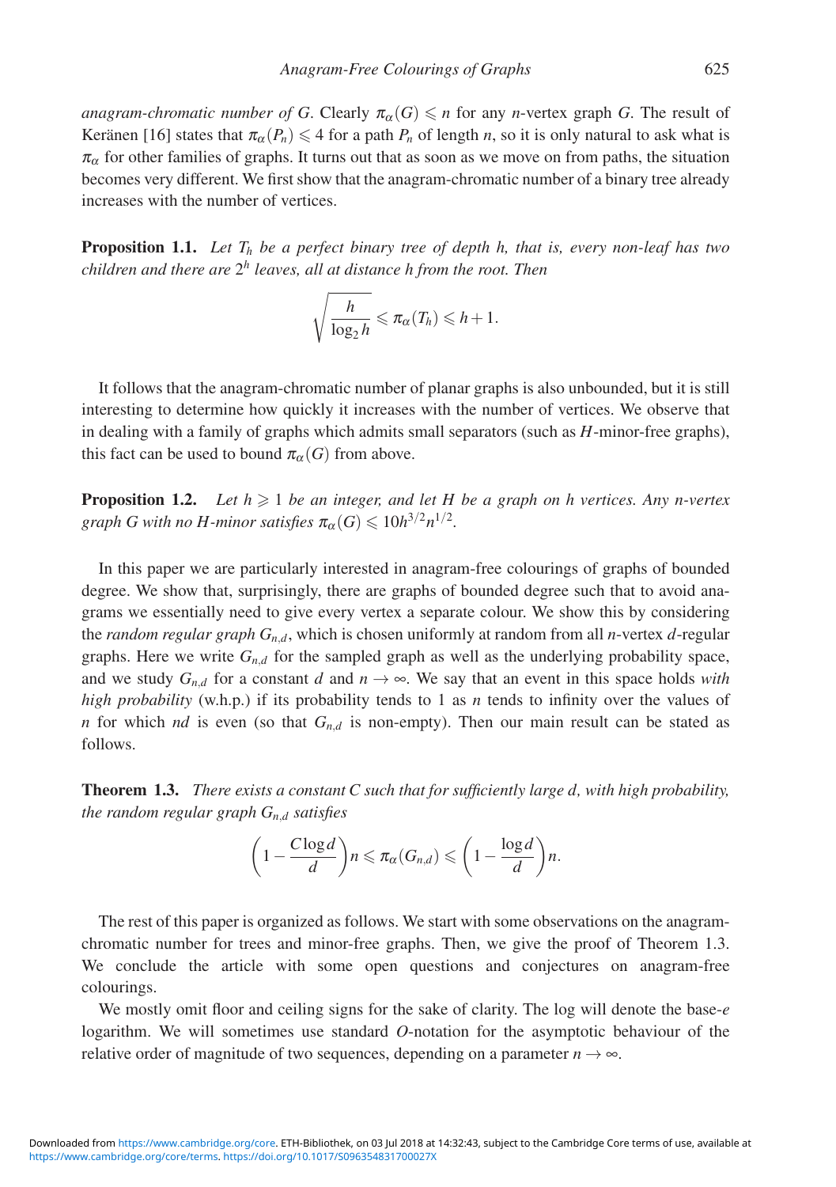*anagram-chromatic number of G*. Clearly $\pi_\alpha(G) \leqslant n$ for any $n$-vertex graph $G$. The result of Keränen [16] states that $\pi_\alpha(P_n) \leqslant 4$ for a path $P_n$ of length $n$, so it is only natural to ask what is $\pi_\alpha$ for other families of graphs. It turns out that as soon as we move on from paths, the situation becomes very different. We first show that the anagram-chromatic number of a binary tree already increases with the number of vertices.

**Proposition 1.1.** *Let $T_h$ be a perfect binary tree of depth $h$, that is, every non-leaf has two children and there are $2^h$ leaves, all at distance $h$ from the root. Then*

$$\sqrt{\frac{h}{\log_2 h}} \leqslant \pi_\alpha(T_h) \leqslant h+1.$$

It follows that the anagram-chromatic number of planar graphs is also unbounded, but it is still interesting to determine how quickly it increases with the number of vertices. We observe that in dealing with a family of graphs which admits small separators (such as $H$-minor-free graphs), this fact can be used to bound $\pi_\alpha(G)$ from above.

**Proposition 1.2.** *Let $h \geqslant 1$ be an integer, and let $H$ be a graph on $h$ vertices. Any $n$-vertex graph $G$ with no $H$-minor satisfies $\pi_\alpha(G) \leqslant 10h^{3/2}n^{1/2}$.*

In this paper we are particularly interested in anagram-free colourings of graphs of bounded degree. We show that, surprisingly, there are graphs of bounded degree such that to avoid anagrams we essentially need to give every vertex a separate colour. We show this by considering the *random regular graph $G_{n,d}$*, which is chosen uniformly at random from all $n$-vertex $d$-regular graphs. Here we write $G_{n,d}$ for the sampled graph as well as the underlying probability space, and we study $G_{n,d}$ for a constant $d$ and $n \to \infty$. We say that an event in this space holds *with high probability* (w.h.p.) if its probability tends to 1 as $n$ tends to infinity over the values of $n$ for which $nd$ is even (so that $G_{n,d}$ is non-empty). Then our main result can be stated as follows.

**Theorem 1.3.** *There exists a constant $C$ such that for sufficiently large $d$, with high probability, the random regular graph $G_{n,d}$ satisfies*

$$\left(1 - \frac{C\log d}{d}\right)n \leqslant \pi_\alpha(G_{n,d}) \leqslant \left(1 - \frac{\log d}{d}\right)n.$$

The rest of this paper is organized as follows. We start with some observations on the anagram-chromatic number for trees and minor-free graphs. Then, we give the proof of Theorem 1.3. We conclude the article with some open questions and conjectures on anagram-free colourings.

We mostly omit floor and ceiling signs for the sake of clarity. The log will denote the base-$e$ logarithm. We will sometimes use standard $O$-notation for the asymptotic behaviour of the relative order of magnitude of two sequences, depending on a parameter $n \to \infty$.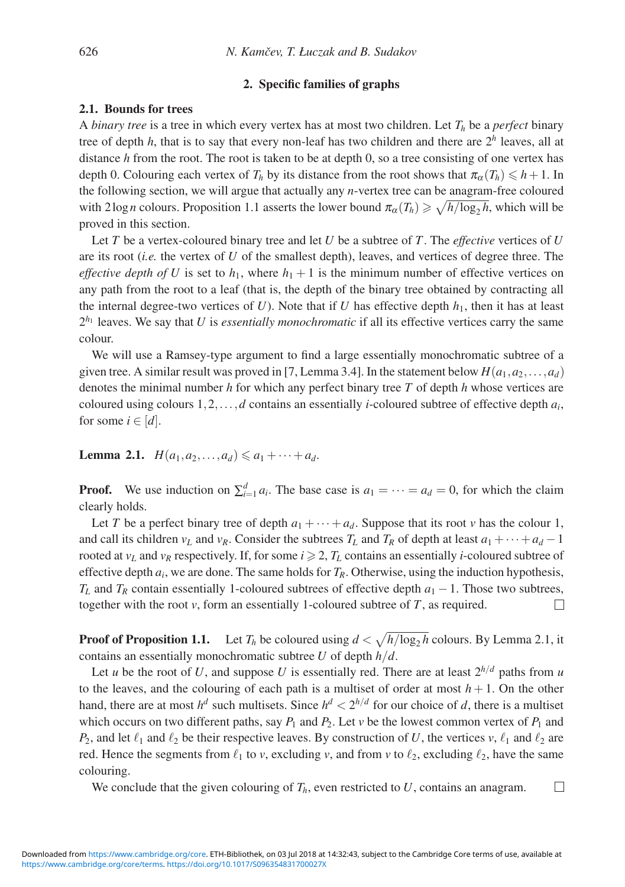## 2. Specific families of graphs

### 2.1. Bounds for trees

A *binary tree* is a tree in which every vertex has at most two children. Let $T_h$ be a *perfect* binary tree of depth $h$, that is to say that every non-leaf has two children and there are $2^h$ leaves, all at distance $h$ from the root. The root is taken to be at depth 0, so a tree consisting of one vertex has depth 0. Colouring each vertex of $T_h$ by its distance from the root shows that $\pi_\alpha(T_h) \leqslant h+1$. In the following section, we will argue that actually any $n$-vertex tree can be anagram-free coloured with $2\log n$ colours. Proposition 1.1 asserts the lower bound $\pi_\alpha(T_h) \geqslant \sqrt{h/\log_2 h}$, which will be proved in this section.

Let $T$ be a vertex-coloured binary tree and let $U$ be a subtree of $T$. The *effective* vertices of $U$ are its root (*i.e.* the vertex of $U$ of the smallest depth), leaves, and vertices of degree three. The *effective depth of* $U$ is set to $h_1$, where $h_1+1$ is the minimum number of effective vertices on any path from the root to a leaf (that is, the depth of the binary tree obtained by contracting all the internal degree-two vertices of $U$). Note that if $U$ has effective depth $h_1$, then it has at least $2^{h_1}$ leaves. We say that $U$ is *essentially monochromatic* if all its effective vertices carry the same colour.

We will use a Ramsey-type argument to find a large essentially monochromatic subtree of a given tree. A similar result was proved in [7, Lemma 3.4]. In the statement below $H(a_1,a_2,\ldots,a_d)$ denotes the minimal number $h$ for which any perfect binary tree $T$ of depth $h$ whose vertices are coloured using colours $1,2,\ldots,d$ contains an essentially $i$-coloured subtree of effective depth $a_i$, for some $i \in [d]$.

**Lemma 2.1.** *$H(a_1,a_2,\ldots,a_d) \leqslant a_1+\cdots+a_d$.*

**Proof.** We use induction on $\sum_{i=1}^d a_i$. The base case is $a_1 = \cdots = a_d = 0$, for which the claim clearly holds.

Let $T$ be a perfect binary tree of depth $a_1+\cdots+a_d$. Suppose that its root $v$ has the colour 1, and call its children $v_L$ and $v_R$. Consider the subtrees $T_L$ and $T_R$ of depth at least $a_1+\cdots+a_d-1$ rooted at $v_L$ and $v_R$ respectively. If, for some $i \geqslant 2$, $T_L$ contains an essentially $i$-coloured subtree of effective depth $a_i$, we are done. The same holds for $T_R$. Otherwise, using the induction hypothesis, $T_L$ and $T_R$ contain essentially 1-coloured subtrees of effective depth $a_1-1$. Those two subtrees, together with the root $v$, form an essentially 1-coloured subtree of $T$, as required. □

**Proof of Proposition 1.1.** Let $T_h$ be coloured using $d < \sqrt{h/\log_2 h}$ colours. By Lemma 2.1, it contains an essentially monochromatic subtree $U$ of depth $h/d$.

Let $u$ be the root of $U$, and suppose $U$ is essentially red. There are at least $2^{h/d}$ paths from $u$ to the leaves, and the colouring of each path is a multiset of order at most $h+1$. On the other hand, there are at most $h^d$ such multisets. Since $h^d < 2^{h/d}$ for our choice of $d$, there is a multiset which occurs on two different paths, say $P_1$ and $P_2$. Let $v$ be the lowest common vertex of $P_1$ and $P_2$, and let $\ell_1$ and $\ell_2$ be their respective leaves. By construction of $U$, the vertices $v$, $\ell_1$ and $\ell_2$ are red. Hence the segments from $\ell_1$ to $v$, excluding $v$, and from $v$ to $\ell_2$, excluding $\ell_2$, have the same colouring.

We conclude that the given colouring of $T_h$, even restricted to $U$, contains an anagram. □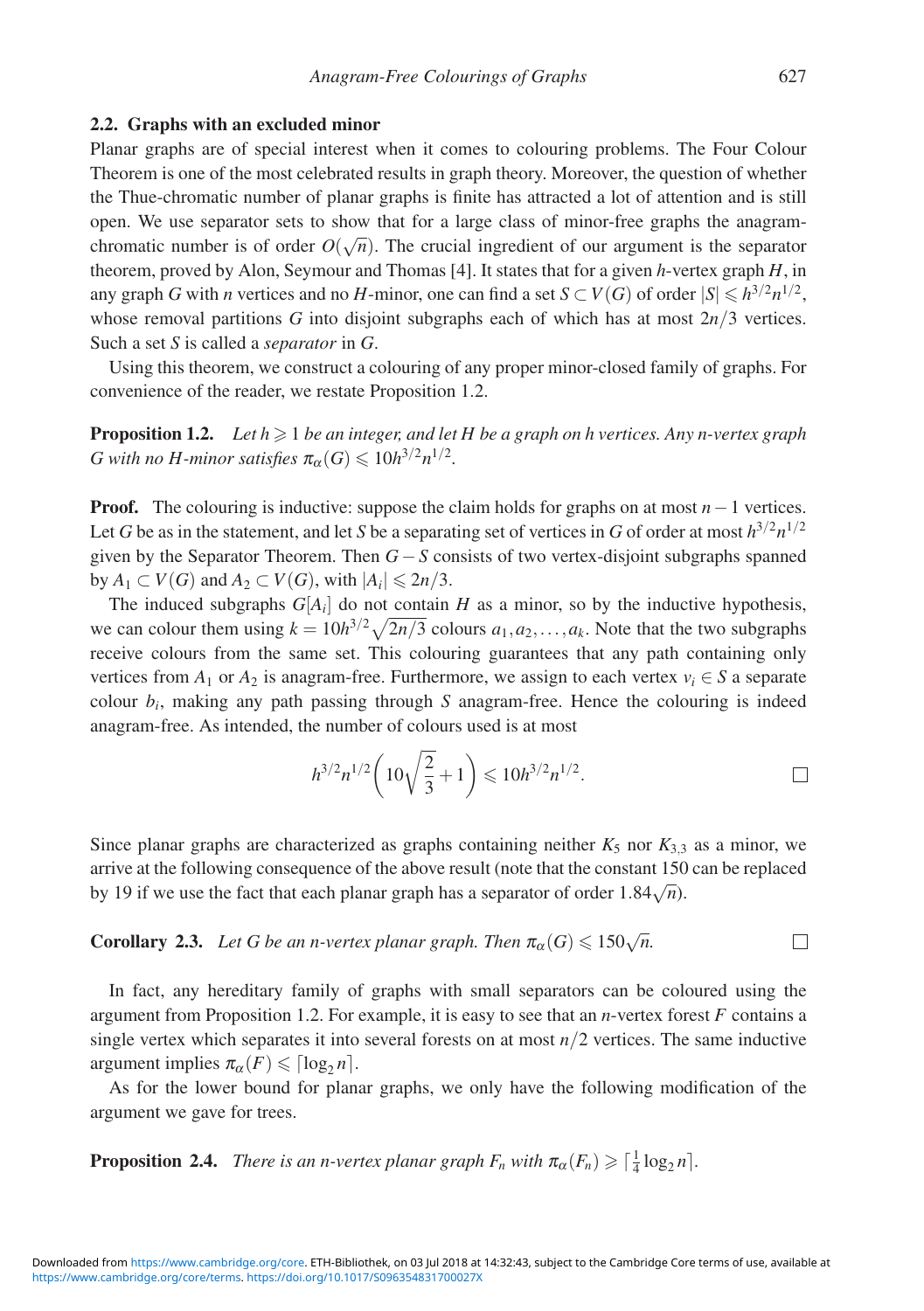### 2.2. Graphs with an excluded minor

Planar graphs are of special interest when it comes to colouring problems. The Four Colour Theorem is one of the most celebrated results in graph theory. Moreover, the question of whether the Thue-chromatic number of planar graphs is finite has attracted a lot of attention and is still open. We use separator sets to show that for a large class of minor-free graphs the anagram-chromatic number is of order $O(\sqrt{n})$. The crucial ingredient of our argument is the separator theorem, proved by Alon, Seymour and Thomas [4]. It states that for a given $h$-vertex graph $H$, in any graph $G$ with $n$ vertices and no $H$-minor, one can find a set $S \subset V(G)$ of order $|S| \leqslant h^{3/2}n^{1/2}$, whose removal partitions $G$ into disjoint subgraphs each of which has at most $2n/3$ vertices. Such a set $S$ is called a *separator* in $G$.

Using this theorem, we construct a colouring of any proper minor-closed family of graphs. For convenience of the reader, we restate Proposition 1.2.

**Proposition 1.2.** *Let $h \geqslant 1$ be an integer, and let $H$ be a graph on $h$ vertices. Any $n$-vertex graph $G$ with no $H$-minor satisfies $\pi_\alpha(G) \leqslant 10h^{3/2}n^{1/2}$.*

**Proof.** The colouring is inductive: suppose the claim holds for graphs on at most $n-1$ vertices. Let $G$ be as in the statement, and let $S$ be a separating set of vertices in $G$ of order at most $h^{3/2}n^{1/2}$ given by the Separator Theorem. Then $G - S$ consists of two vertex-disjoint subgraphs spanned by $A_1 \subset V(G)$ and $A_2 \subset V(G)$, with $|A_i| \leqslant 2n/3$.

The induced subgraphs $G[A_i]$ do not contain $H$ as a minor, so by the inductive hypothesis, we can colour them using $k = 10h^{3/2}\sqrt{2n/3}$ colours $a_1, a_2, \ldots, a_k$. Note that the two subgraphs receive colours from the same set. This colouring guarantees that any path containing only vertices from $A_1$ or $A_2$ is anagram-free. Furthermore, we assign to each vertex $v_i \in S$ a separate colour $b_i$, making any path passing through $S$ anagram-free. Hence the colouring is indeed anagram-free. As intended, the number of colours used is at most

$$h^{3/2}n^{1/2}\left(10\sqrt{\frac{2}{3}}+1\right) \leqslant 10h^{3/2}n^{1/2}. \qquad \square$$

Since planar graphs are characterized as graphs containing neither $K_5$ nor $K_{3,3}$ as a minor, we arrive at the following consequence of the above result (note that the constant 150 can be replaced by 19 if we use the fact that each planar graph has a separator of order $1.84\sqrt{n}$).

**Corollary 2.3.** *Let $G$ be an $n$-vertex planar graph. Then $\pi_\alpha(G) \leqslant 150\sqrt{n}$.* $\square$

In fact, any hereditary family of graphs with small separators can be coloured using the argument from Proposition 1.2. For example, it is easy to see that an $n$-vertex forest $F$ contains a single vertex which separates it into several forests on at most $n/2$ vertices. The same inductive argument implies $\pi_\alpha(F) \leqslant \lceil \log_2 n \rceil$.

As for the lower bound for planar graphs, we only have the following modification of the argument we gave for trees.

**Proposition 2.4.** *There is an $n$-vertex planar graph $F_n$ with $\pi_\alpha(F_n) \geqslant \lceil \frac{1}{4}\log_2 n \rceil$.*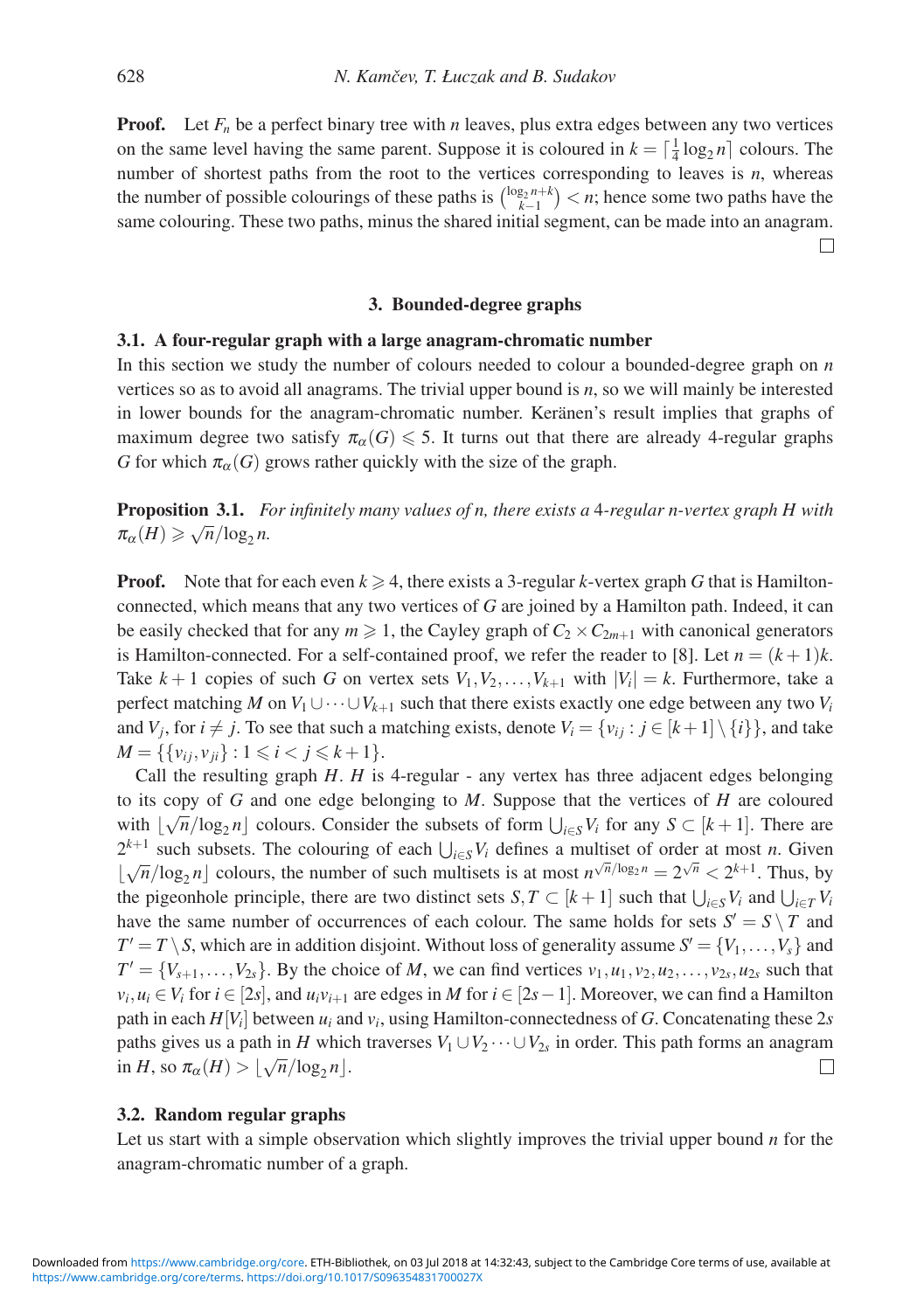**Proof.** Let $F_n$ be a perfect binary tree with $n$ leaves, plus extra edges between any two vertices on the same level having the same parent. Suppose it is coloured in $k = \lceil \frac{1}{4} \log_2 n \rceil$ colours. The number of shortest paths from the root to the vertices corresponding to leaves is $n$, whereas the number of possible colourings of these paths is $\binom{\log_2 n + k}{k-1} < n$; hence some two paths have the same colouring. These two paths, minus the shared initial segment, can be made into an anagram. $\square$

## 3. Bounded-degree graphs

### 3.1. A four-regular graph with a large anagram-chromatic number

In this section we study the number of colours needed to colour a bounded-degree graph on $n$ vertices so as to avoid all anagrams. The trivial upper bound is $n$, so we will mainly be interested in lower bounds for the anagram-chromatic number. Keränen's result implies that graphs of maximum degree two satisfy $\pi_\alpha(G) \leqslant 5$. It turns out that there are already 4-regular graphs $G$ for which $\pi_\alpha(G)$ grows rather quickly with the size of the graph.

**Proposition 3.1.** *For infinitely many values of n, there exists a* 4*-regular n-vertex graph H with* $\pi_\alpha(H) \geqslant \sqrt{n}/\log_2 n$.

**Proof.** Note that for each even $k \geqslant 4$, there exists a 3-regular $k$-vertex graph $G$ that is Hamilton-connected, which means that any two vertices of $G$ are joined by a Hamilton path. Indeed, it can be easily checked that for any $m \geqslant 1$, the Cayley graph of $C_2 \times C_{2m+1}$ with canonical generators is Hamilton-connected. For a self-contained proof, we refer the reader to [8]. Let $n = (k+1)k$. Take $k+1$ copies of such $G$ on vertex sets $V_1, V_2, \ldots, V_{k+1}$ with $|V_i| = k$. Furthermore, take a perfect matching $M$ on $V_1 \cup \cdots \cup V_{k+1}$ such that there exists exactly one edge between any two $V_i$ and $V_j$, for $i \neq j$. To see that such a matching exists, denote $V_i = \{v_{ij} : j \in [k+1] \setminus \{i\}\}$, and take $M = \{\{v_{ij}, v_{ji}\} : 1 \leqslant i < j \leqslant k+1\}$.

Call the resulting graph $H$. $H$ is 4-regular - any vertex has three adjacent edges belonging to its copy of $G$ and one edge belonging to $M$. Suppose that the vertices of $H$ are coloured with $\lfloor \sqrt{n}/\log_2 n \rfloor$ colours. Consider the subsets of form $\bigcup_{i \in S} V_i$ for any $S \subset [k+1]$. There are $2^{k+1}$ such subsets. The colouring of each $\bigcup_{i \in S} V_i$ defines a multiset of order at most $n$. Given $\lfloor \sqrt{n}/\log_2 n \rfloor$ colours, the number of such multisets is at most $n^{\sqrt{n}/\log_2 n} = 2^{\sqrt{n}} < 2^{k+1}$. Thus, by the pigeonhole principle, there are two distinct sets $S, T \subset [k+1]$ such that $\bigcup_{i \in S} V_i$ and $\bigcup_{i \in T} V_i$ have the same number of occurrences of each colour. The same holds for sets $S' = S \setminus T$ and $T' = T \setminus S$, which are in addition disjoint. Without loss of generality assume $S' = \{V_1, \ldots, V_s\}$ and $T' = \{V_{s+1}, \ldots, V_{2s}\}$. By the choice of $M$, we can find vertices $v_1, u_1, v_2, u_2, \ldots, v_{2s}, u_{2s}$ such that $v_i, u_i \in V_i$ for $i \in [2s]$, and $u_i v_{i+1}$ are edges in $M$ for $i \in [2s-1]$. Moreover, we can find a Hamilton path in each $H[V_i]$ between $u_i$ and $v_i$, using Hamilton-connectedness of $G$. Concatenating these $2s$ paths gives us a path in $H$ which traverses $V_1 \cup V_2 \cdots \cup V_{2s}$ in order. This path forms an anagram in $H$, so $\pi_\alpha(H) > \lfloor \sqrt{n}/\log_2 n \rfloor$. $\square$

### 3.2. Random regular graphs

Let us start with a simple observation which slightly improves the trivial upper bound $n$ for the anagram-chromatic number of a graph.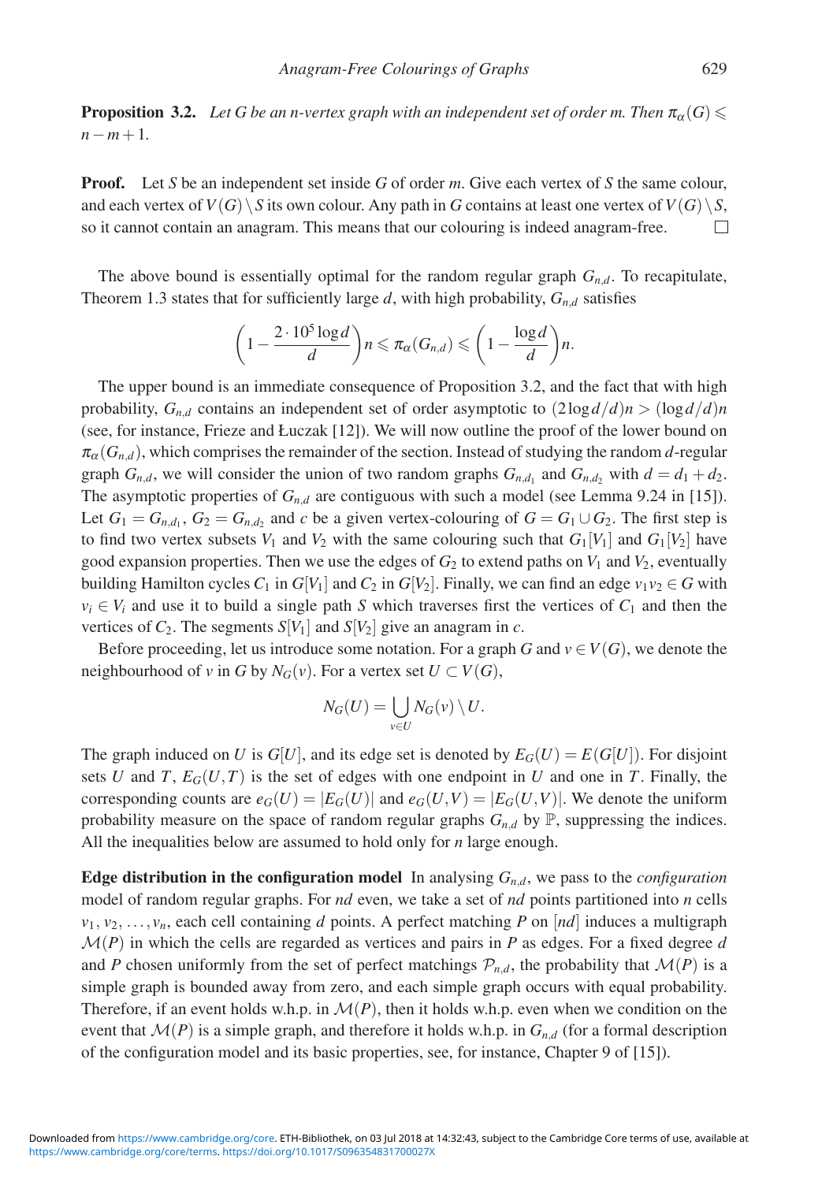**Proposition 3.2.** *Let $G$ be an $n$-vertex graph with an independent set of order $m$. Then $\pi_\alpha(G) \leqslant n - m + 1$.*

**Proof.** Let $S$ be an independent set inside $G$ of order $m$. Give each vertex of $S$ the same colour, and each vertex of $V(G) \setminus S$ its own colour. Any path in $G$ contains at least one vertex of $V(G) \setminus S$, so it cannot contain an anagram. This means that our colouring is indeed anagram-free. $\square$

The above bound is essentially optimal for the random regular graph $G_{n,d}$. To recapitulate, Theorem 1.3 states that for sufficiently large $d$, with high probability, $G_{n,d}$ satisfies

$$\left(1 - \frac{2 \cdot 10^5 \log d}{d}\right) n \leqslant \pi_\alpha(G_{n,d}) \leqslant \left(1 - \frac{\log d}{d}\right) n.$$

The upper bound is an immediate consequence of Proposition 3.2, and the fact that with high probability, $G_{n,d}$ contains an independent set of order asymptotic to $(2 \log d / d) n > (\log d / d) n$ (see, for instance, Frieze and Łuczak [12]). We will now outline the proof of the lower bound on $\pi_\alpha(G_{n,d})$, which comprises the remainder of the section. Instead of studying the random $d$-regular graph $G_{n,d}$, we will consider the union of two random graphs $G_{n,d_1}$ and $G_{n,d_2}$ with $d = d_1 + d_2$. The asymptotic properties of $G_{n,d}$ are contiguous with such a model (see Lemma 9.24 in [15]). Let $G_1 = G_{n,d_1}$, $G_2 = G_{n,d_2}$ and $c$ be a given vertex-colouring of $G = G_1 \cup G_2$. The first step is to find two vertex subsets $V_1$ and $V_2$ with the same colouring such that $G_1[V_1]$ and $G_1[V_2]$ have good expansion properties. Then we use the edges of $G_2$ to extend paths on $V_1$ and $V_2$, eventually building Hamilton cycles $C_1$ in $G[V_1]$ and $C_2$ in $G[V_2]$. Finally, we can find an edge $v_1 v_2 \in G$ with $v_i \in V_i$ and use it to build a single path $S$ which traverses first the vertices of $C_1$ and then the vertices of $C_2$. The segments $S[V_1]$ and $S[V_2]$ give an anagram in $c$.

Before proceeding, let us introduce some notation. For a graph $G$ and $v \in V(G)$, we denote the neighbourhood of $v$ in $G$ by $N_G(v)$. For a vertex set $U \subset V(G)$,

$$N_G(U) = \bigcup_{v \in U} N_G(v) \setminus U.$$

The graph induced on $U$ is $G[U]$, and its edge set is denoted by $E_G(U) = E(G[U])$. For disjoint sets $U$ and $T$, $E_G(U, T)$ is the set of edges with one endpoint in $U$ and one in $T$. Finally, the corresponding counts are $e_G(U) = |E_G(U)|$ and $e_G(U, V) = |E_G(U, V)|$. We denote the uniform probability measure on the space of random regular graphs $G_{n,d}$ by $\mathbb{P}$, suppressing the indices. All the inequalities below are assumed to hold only for $n$ large enough.

**Edge distribution in the configuration model** In analysing $G_{n,d}$, we pass to the *configuration* model of random regular graphs. For $nd$ even, we take a set of $nd$ points partitioned into $n$ cells $v_1, v_2, \ldots, v_n$, each cell containing $d$ points. A perfect matching $P$ on $[nd]$ induces a multigraph $\mathcal{M}(P)$ in which the cells are regarded as vertices and pairs in $P$ as edges. For a fixed degree $d$ and $P$ chosen uniformly from the set of perfect matchings $\mathcal{P}_{n,d}$, the probability that $\mathcal{M}(P)$ is a simple graph is bounded away from zero, and each simple graph occurs with equal probability. Therefore, if an event holds w.h.p. in $\mathcal{M}(P)$, then it holds w.h.p. even when we condition on the event that $\mathcal{M}(P)$ is a simple graph, and therefore it holds w.h.p. in $G_{n,d}$ (for a formal description of the configuration model and its basic properties, see, for instance, Chapter 9 of [15]).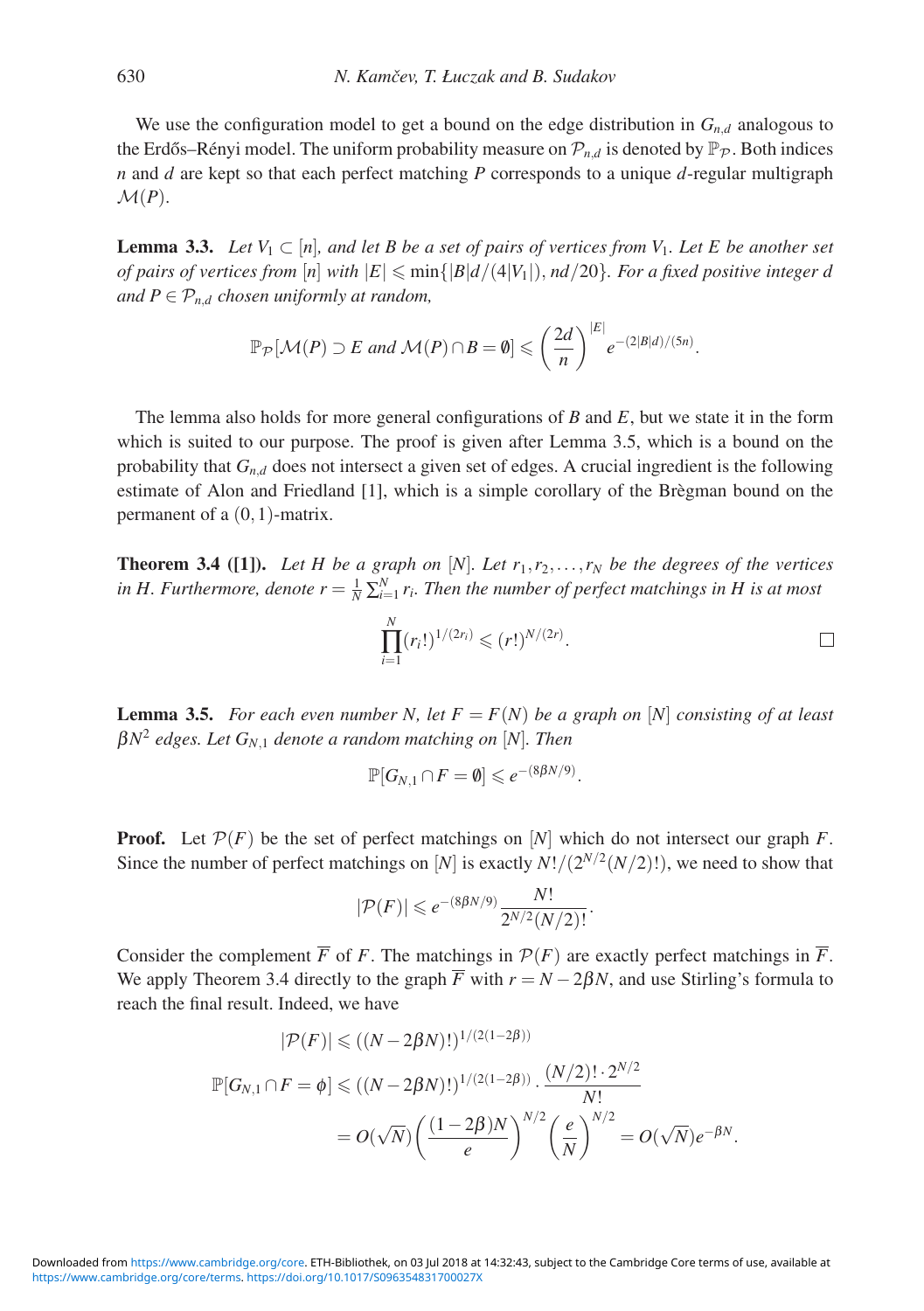We use the configuration model to get a bound on the edge distribution in $G_{n,d}$ analogous to the Erdős–Rényi model. The uniform probability measure on $\mathcal{P}_{n,d}$ is denoted by $\mathbb{P}_{\mathcal{P}}$. Both indices $n$ and $d$ are kept so that each perfect matching $P$ corresponds to a unique $d$-regular multigraph $\mathcal{M}(P)$.

**Lemma 3.3.** *Let $V_1 \subset [n]$, and let $B$ be a set of pairs of vertices from $V_1$. Let $E$ be another set of pairs of vertices from $[n]$ with $|E| \leqslant \min\{|B|d/(4|V_1|), nd/20\}$. For a fixed positive integer $d$ and $P \in \mathcal{P}_{n,d}$ chosen uniformly at random,*

$$\mathbb{P}_{\mathcal{P}}[\mathcal{M}(P) \supset E \text{ and } \mathcal{M}(P) \cap B = \emptyset] \leqslant \left(\frac{2d}{n}\right)^{|E|} e^{-(2|B|d)/(5n)}.$$

The lemma also holds for more general configurations of $B$ and $E$, but we state it in the form which is suited to our purpose. The proof is given after Lemma 3.5, which is a bound on the probability that $G_{n,d}$ does not intersect a given set of edges. A crucial ingredient is the following estimate of Alon and Friedland [1], which is a simple corollary of the Brègman bound on the permanent of a $(0,1)$-matrix.

**Theorem 3.4 ([1]).** *Let $H$ be a graph on $[N]$. Let $r_1, r_2, \ldots, r_N$ be the degrees of the vertices in $H$. Furthermore, denote $r = \frac{1}{N}\sum_{i=1}^{N} r_i$. Then the number of perfect matchings in $H$ is at most*

$$\prod_{i=1}^{N} (r_i!)^{1/(2r_i)} \leqslant (r!)^{N/(2r)}. \qquad \square$$

**Lemma 3.5.** *For each even number $N$, let $F = F(N)$ be a graph on $[N]$ consisting of at least $\beta N^2$ edges. Let $G_{N,1}$ denote a random matching on $[N]$. Then*

$$\mathbb{P}[G_{N,1} \cap F = \emptyset] \leqslant e^{-(8\beta N/9)}.$$

**Proof.** Let $\mathcal{P}(F)$ be the set of perfect matchings on $[N]$ which do not intersect our graph $F$. Since the number of perfect matchings on $[N]$ is exactly $N!/(2^{N/2}(N/2)!)$, we need to show that

$$|\mathcal{P}(F)| \leqslant e^{-(8\beta N/9)} \frac{N!}{2^{N/2}(N/2)!}.$$

Consider the complement $\overline{F}$ of $F$. The matchings in $\mathcal{P}(F)$ are exactly perfect matchings in $\overline{F}$. We apply Theorem 3.4 directly to the graph $\overline{F}$ with $r = N - 2\beta N$, and use Stirling's formula to reach the final result. Indeed, we have

$$\begin{aligned}
|\mathcal{P}(F)| &\leqslant ((N-2\beta N)!)^{1/(2(1-2\beta))} \\
\mathbb{P}[G_{N,1} \cap F = \phi] &\leqslant ((N-2\beta N)!)^{1/(2(1-2\beta))} \cdot \frac{(N/2)! \cdot 2^{N/2}}{N!} \\
&= O(\sqrt{N}) \left(\frac{(1-2\beta)N}{e}\right)^{N/2} \left(\frac{e}{N}\right)^{N/2} = O(\sqrt{N}) e^{-\beta N}.
\end{aligned}$$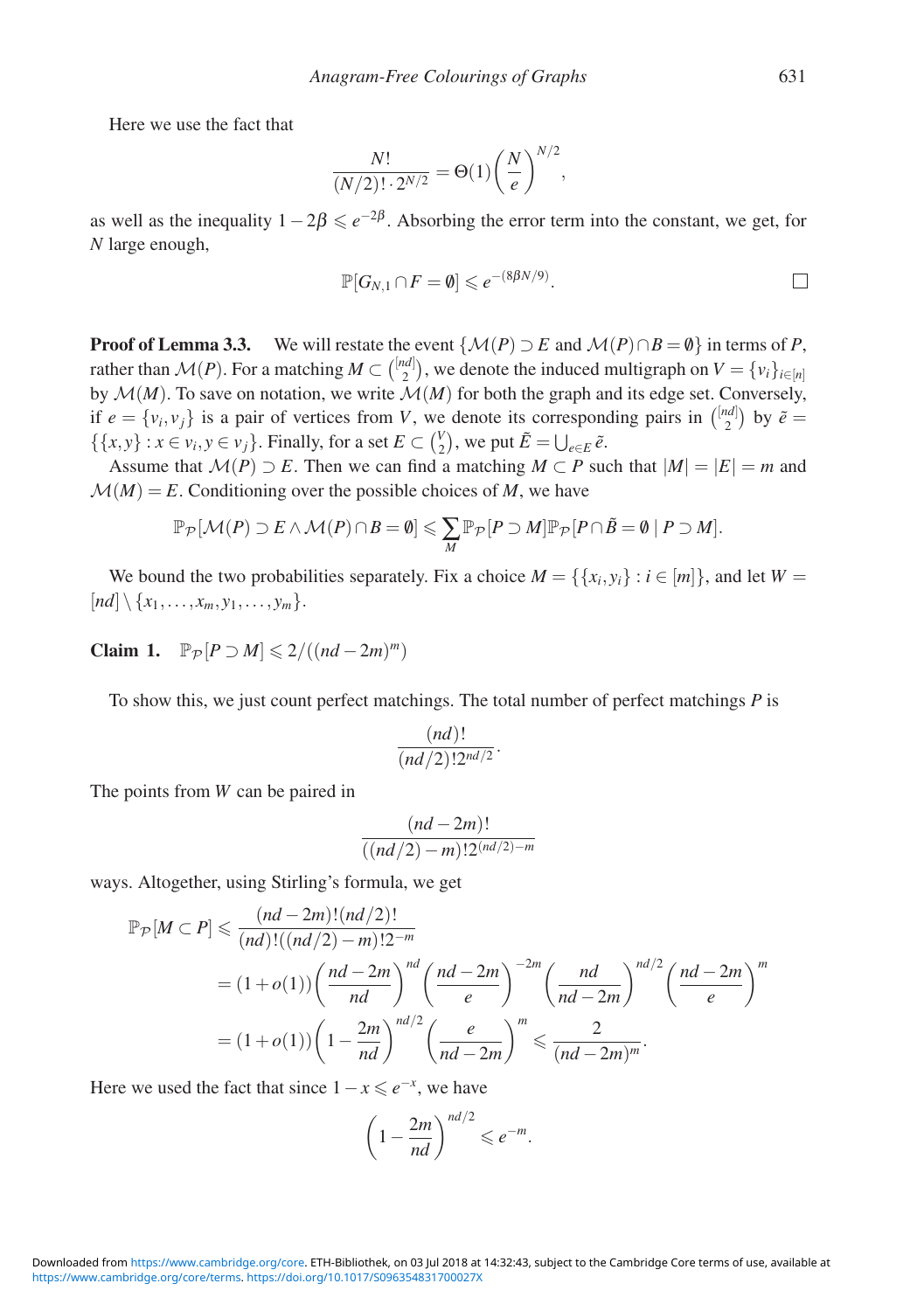Here we use the fact that

$$\frac{N!}{(N/2)! \cdot 2^{N/2}} = \Theta(1) \left(\frac{N}{e}\right)^{N/2},$$

as well as the inequality $1 - 2\beta \leqslant e^{-2\beta}$. Absorbing the error term into the constant, we get, for $N$ large enough,

$$\mathbb{P}[G_{N,1} \cap F = \emptyset] \leqslant e^{-(8\beta N/9)}. \qquad \square$$

**Proof of Lemma 3.3.** We will restate the event $\{\mathcal{M}(P) \supset E \text{ and } \mathcal{M}(P) \cap B = \emptyset\}$ in terms of $P$, rather than $\mathcal{M}(P)$. For a matching $M \subset \binom{[nd]}{2}$, we denote the induced multigraph on $V = \{v_i\}_{i \in [n]}$ by $\mathcal{M}(M)$. To save on notation, we write $\mathcal{M}(M)$ for both the graph and its edge set. Conversely, if $e = \{v_i, v_j\}$ is a pair of vertices from $V$, we denote its corresponding pairs in $\binom{[nd]}{2}$ by $\tilde{e} = \{\{x,y\} : x \in v_i, y \in v_j\}$. Finally, for a set $E \subset \binom{V}{2}$, we put $\tilde{E} = \bigcup_{e \in E} \tilde{e}$.

Assume that $\mathcal{M}(P) \supset E$. Then we can find a matching $M \subset P$ such that $|M| = |E| = m$ and $\mathcal{M}(M) = E$. Conditioning over the possible choices of $M$, we have

$$\mathbb{P}_{\mathcal{P}}[\mathcal{M}(P) \supset E \wedge \mathcal{M}(P) \cap B = \emptyset] \leqslant \sum_{M} \mathbb{P}_{\mathcal{P}}[P \supset M] \mathbb{P}_{\mathcal{P}}[P \cap \tilde{B} = \emptyset \mid P \supset M].$$

We bound the two probabilities separately. Fix a choice $M = \{\{x_i, y_i\} : i \in [m]\}$, and let $W = [nd] \setminus \{x_1, \ldots, x_m, y_1, \ldots, y_m\}$.

**Claim 1.** $\mathbb{P}_{\mathcal{P}}[P \supset M] \leqslant 2/((nd-2m)^m)$

To show this, we just count perfect matchings. The total number of perfect matchings $P$ is

$$\frac{(nd)!}{(nd/2)! 2^{nd/2}}.$$

The points from $W$ can be paired in

$$\frac{(nd-2m)!}{((nd/2)-m)! 2^{(nd/2)-m}}$$

ways. Altogether, using Stirling's formula, we get

$$\begin{aligned}
\mathbb{P}_{\mathcal{P}}[M \subset P] &\leqslant \frac{(nd-2m)!(nd/2)!}{(nd)!((nd/2)-m)! 2^{-m}} \\
&= (1+o(1)) \left(\frac{nd-2m}{nd}\right)^{nd} \left(\frac{nd-2m}{e}\right)^{-2m} \left(\frac{nd}{nd-2m}\right)^{nd/2} \left(\frac{nd-2m}{e}\right)^{m} \\
&= (1+o(1)) \left(1 - \frac{2m}{nd}\right)^{nd/2} \left(\frac{e}{nd-2m}\right)^{m} \leqslant \frac{2}{(nd-2m)^m}.
\end{aligned}$$

Here we used the fact that since $1 - x \leqslant e^{-x}$, we have

$$\left(1 - \frac{2m}{nd}\right)^{nd/2} \leqslant e^{-m}.$$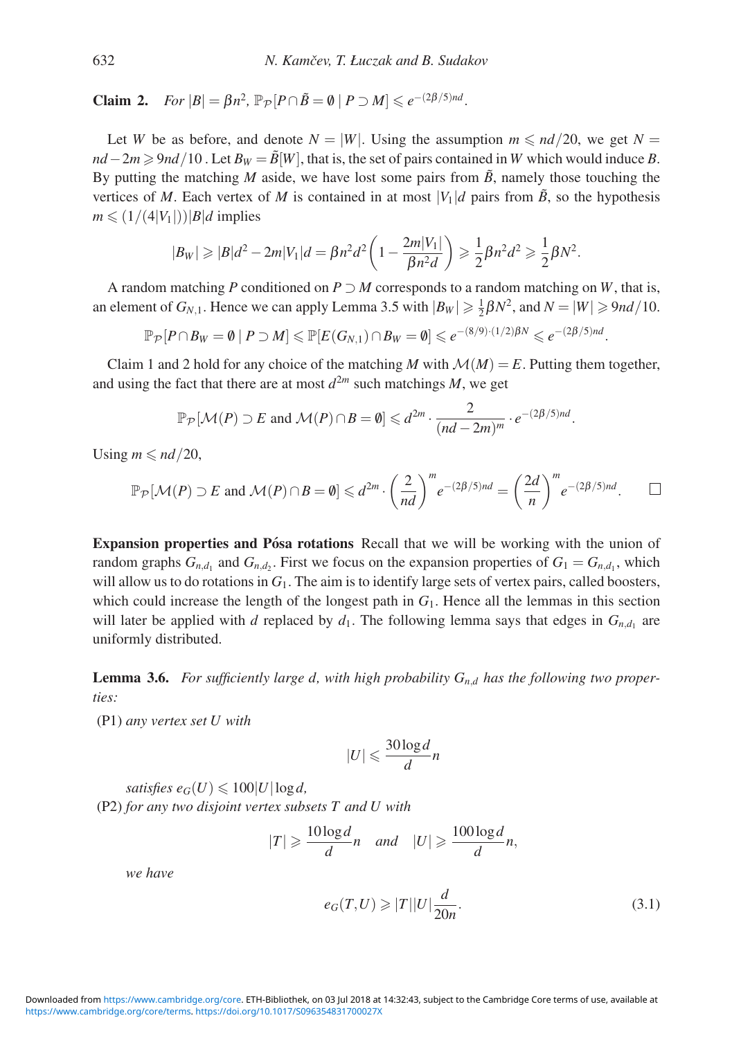**Claim 2.** *For* $|B| = \beta n^2$, $\mathbb{P}_{\mathcal{P}}[P \cap \tilde{B} = \emptyset \mid P \supset M] \leqslant e^{-(2\beta/5)nd}$.

Let $W$ be as before, and denote $N = |W|$. Using the assumption $m \leqslant nd/20$, we get $N = nd - 2m \geqslant 9nd/10$ . Let $B_W = \tilde{B}[W]$, that is, the set of pairs contained in $W$ which would induce $B$. By putting the matching $M$ aside, we have lost some pairs from $\tilde{B}$, namely those touching the vertices of $M$. Each vertex of $M$ is contained in at most $|V_1|d$ pairs from $\tilde{B}$, so the hypothesis $m \leqslant (1/(4|V_1|))|B|d$ implies

$$|B_W| \geqslant |B|d^2 - 2m|V_1|d = \beta n^2 d^2 \left(1 - \frac{2m|V_1|}{\beta n^2 d}\right) \geqslant \frac{1}{2}\beta n^2 d^2 \geqslant \frac{1}{2}\beta N^2.$$

A random matching $P$ conditioned on $P \supset M$ corresponds to a random matching on $W$, that is, an element of $G_{N,1}$. Hence we can apply Lemma 3.5 with $|B_W| \geqslant \frac{1}{2}\beta N^2$, and $N = |W| \geqslant 9nd/10$.

$$\mathbb{P}_{\mathcal{P}}[P \cap B_W = \emptyset \mid P \supset M] \leqslant \mathbb{P}[E(G_{N,1}) \cap B_W = \emptyset] \leqslant e^{-(8/9)\cdot(1/2)\beta N} \leqslant e^{-(2\beta/5)nd}.$$

Claim 1 and 2 hold for any choice of the matching $M$ with $\mathcal{M}(M) = E$. Putting them together, and using the fact that there are at most $d^{2m}$ such matchings $M$, we get

$$\mathbb{P}_{\mathcal{P}}[\mathcal{M}(P) \supset E \text{ and } \mathcal{M}(P) \cap B = \emptyset] \leqslant d^{2m} \cdot \frac{2}{(nd-2m)^m} \cdot e^{-(2\beta/5)nd}.$$

Using $m \leqslant nd/20$,

$$\mathbb{P}_{\mathcal{P}}[\mathcal{M}(P) \supset E \text{ and } \mathcal{M}(P) \cap B = \emptyset] \leqslant d^{2m} \cdot \left(\frac{2}{nd}\right)^m e^{-(2\beta/5)nd} = \left(\frac{2d}{n}\right)^m e^{-(2\beta/5)nd}. \qquad \square$$

**Expansion properties and Pósa rotations** Recall that we will be working with the union of random graphs $G_{n,d_1}$ and $G_{n,d_2}$. First we focus on the expansion properties of $G_1 = G_{n,d_1}$, which will allow us to do rotations in $G_1$. The aim is to identify large sets of vertex pairs, called boosters, which could increase the length of the longest path in $G_1$. Hence all the lemmas in this section will later be applied with $d$ replaced by $d_1$. The following lemma says that edges in $G_{n,d_1}$ are uniformly distributed.

**Lemma 3.6.** *For sufficiently large d, with high probability $G_{n,d}$ has the following two properties:*

(P1) *any vertex set $U$ with*

$$|U| \leqslant \frac{30 \log d}{d} n$$

*satisfies $e_G(U) \leqslant 100|U|\log d$,*

(P2) *for any two disjoint vertex subsets $T$ and $U$ with*

$$|T| \geqslant \frac{10 \log d}{d} n \quad \text{and} \quad |U| \geqslant \frac{100 \log d}{d} n,$$

*we have*

$$e_G(T, U) \geqslant |T||U|\frac{d}{20n}. \tag{3.1}$$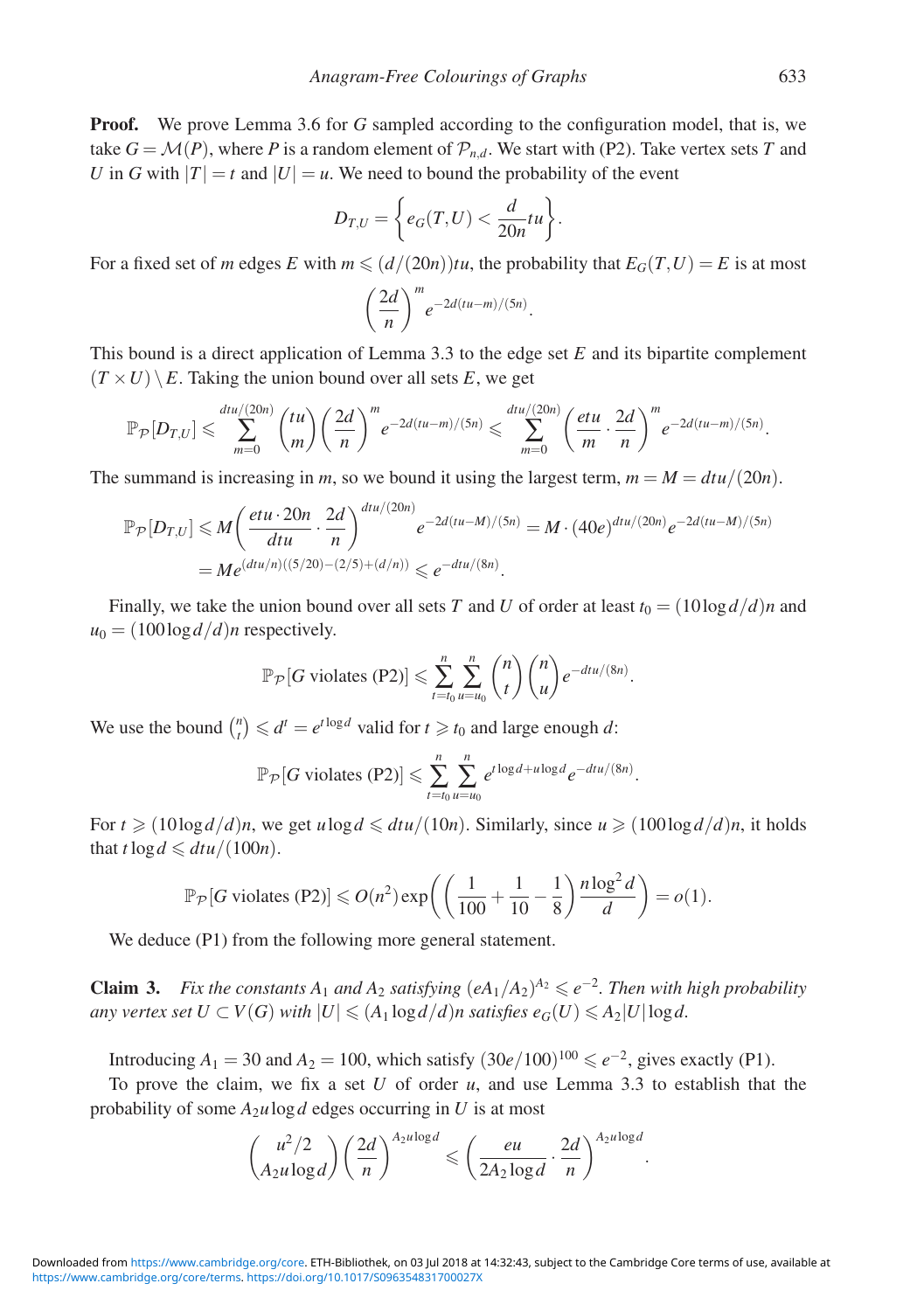**Proof.** We prove Lemma 3.6 for $G$ sampled according to the configuration model, that is, we take $G = \mathcal{M}(P)$, where $P$ is a random element of $\mathcal{P}_{n,d}$. We start with (P2). Take vertex sets $T$ and $U$ in $G$ with $|T| = t$ and $|U| = u$. We need to bound the probability of the event

$$D_{T,U} = \left\{ e_G(T,U) < \frac{d}{20n} tu \right\}.$$

For a fixed set of $m$ edges $E$ with $m \leqslant (d/(20n))tu$, the probability that $E_G(T,U) = E$ is at most

$$\left(\frac{2d}{n}\right)^m e^{-2d(tu-m)/(5n)}.$$

This bound is a direct application of Lemma 3.3 to the edge set $E$ and its bipartite complement $(T \times U) \setminus E$. Taking the union bound over all sets $E$, we get

$$\mathbb{P}_{\mathcal{P}}[D_{T,U}] \leqslant \sum_{m=0}^{dtu/(20n)} \binom{tu}{m} \left(\frac{2d}{n}\right)^m e^{-2d(tu-m)/(5n)} \leqslant \sum_{m=0}^{dtu/(20n)} \left(\frac{etu}{m} \cdot \frac{2d}{n}\right)^m e^{-2d(tu-m)/(5n)}.$$

The summand is increasing in $m$, so we bound it using the largest term, $m = M = dtu/(20n)$.

$$\begin{aligned}
\mathbb{P}_{\mathcal{P}}[D_{T,U}] &\leqslant M\left(\frac{etu \cdot 20n}{dtu} \cdot \frac{2d}{n}\right)^{dtu/(20n)} e^{-2d(tu-M)/(5n)} = M \cdot (40e)^{dtu/(20n)} e^{-2d(tu-M)/(5n)} \\
&= Me^{(dtu/n)((5/20)-(2/5)+(d/n))} \leqslant e^{-dtu/(8n)}.
\end{aligned}$$

Finally, we take the union bound over all sets $T$ and $U$ of order at least $t_0 = (10\log d/d)n$ and $u_0 = (100\log d/d)n$ respectively.

$$\mathbb{P}_{\mathcal{P}}[G \text{ violates (P2)}] \leqslant \sum_{t=t_0}^{n} \sum_{u=u_0}^{n} \binom{n}{t}\binom{n}{u} e^{-dtu/(8n)}.$$

We use the bound $\binom{n}{t} \leqslant d^t = e^{t\log d}$ valid for $t \geqslant t_0$ and large enough $d$:

$$\mathbb{P}_{\mathcal{P}}[G \text{ violates (P2)}] \leqslant \sum_{t=t_0}^{n} \sum_{u=u_0}^{n} e^{t\log d + u\log d} e^{-dtu/(8n)}.$$

For $t \geqslant (10\log d/d)n$, we get $u\log d \leqslant dtu/(10n)$. Similarly, since $u \geqslant (100\log d/d)n$, it holds that $t\log d \leqslant dtu/(100n)$.

$$\mathbb{P}_{\mathcal{P}}[G \text{ violates (P2)}] \leqslant O(n^2)\exp\left(\left(\frac{1}{100} + \frac{1}{10} - \frac{1}{8}\right)\frac{n\log^2 d}{d}\right) = o(1).$$

We deduce (P1) from the following more general statement.

**Claim 3.** *Fix the constants $A_1$ and $A_2$ satisfying $(eA_1/A_2)^{A_2} \leqslant e^{-2}$. Then with high probability any vertex set $U \subset V(G)$ with $|U| \leqslant (A_1 \log d/d)n$ satisfies $e_G(U) \leqslant A_2|U|\log d$.*

Introducing $A_1 = 30$ and $A_2 = 100$, which satisfy $(30e/100)^{100} \leqslant e^{-2}$, gives exactly (P1).

To prove the claim, we fix a set $U$ of order $u$, and use Lemma 3.3 to establish that the probability of some $A_2 u \log d$ edges occurring in $U$ is at most

$$\binom{u^2/2}{A_2 u \log d}\left(\frac{2d}{n}\right)^{A_2 u\log d} \leqslant \left(\frac{eu}{2A_2\log d} \cdot \frac{2d}{n}\right)^{A_2 u \log d}.$$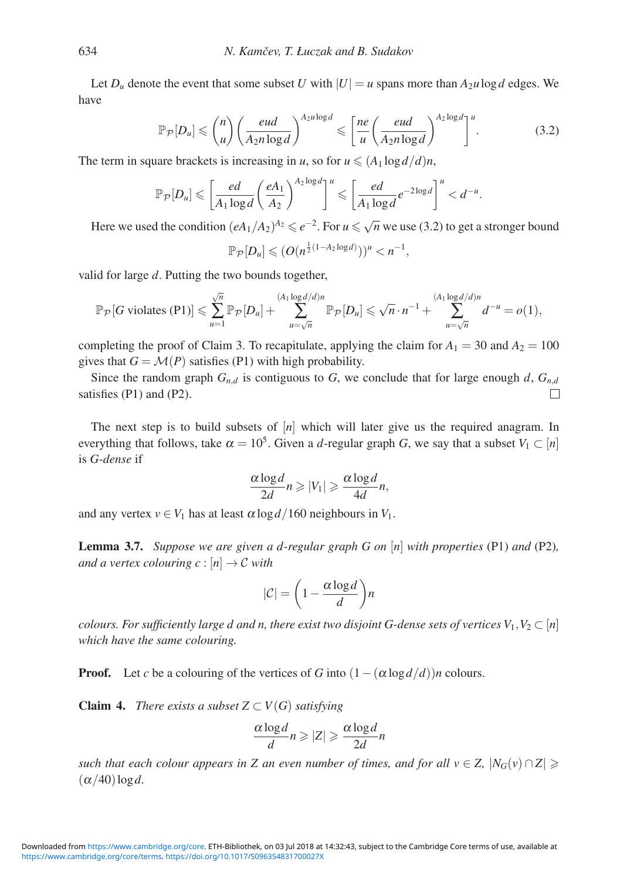Let $D_u$ denote the event that some subset $U$ with $|U| = u$ spans more than $A_2 u \log d$ edges. We have

$$\mathbb{P}_{\mathcal{P}}[D_u] \leqslant \binom{n}{u}\left(\frac{eud}{A_2 n \log d}\right)^{A_2 u \log d} \leqslant \left[\frac{ne}{u}\left(\frac{eud}{A_2 n \log d}\right)^{A_2 \log d}\right]^u. \tag{3.2}$$

The term in square brackets is increasing in $u$, so for $u \leqslant (A_1 \log d/d)n$,

$$\mathbb{P}_{\mathcal{P}}[D_u] \leqslant \left[\frac{ed}{A_1 \log d}\left(\frac{eA_1}{A_2}\right)^{A_2 \log d}\right]^u \leqslant \left[\frac{ed}{A_1 \log d} e^{-2\log d}\right]^u < d^{-u}.$$

Here we used the condition $(eA_1/A_2)^{A_2} \leqslant e^{-2}$. For $u \leqslant \sqrt{n}$ we use (3.2) to get a stronger bound

$$\mathbb{P}_{\mathcal{P}}[D_u] \leqslant (O(n^{\frac{1}{2}(1-A_2 \log d)}))^u < n^{-1},$$

valid for large $d$. Putting the two bounds together,

$$\mathbb{P}_{\mathcal{P}}[G \text{ violates (P1)}] \leqslant \sum_{u=1}^{\sqrt{n}} \mathbb{P}_{\mathcal{P}}[D_u] + \sum_{u=\sqrt{n}}^{(A_1 \log d/d)n} \mathbb{P}_{\mathcal{P}}[D_u] \leqslant \sqrt{n} \cdot n^{-1} + \sum_{u=\sqrt{n}}^{(A_1 \log d/d)n} d^{-u} = o(1),$$

completing the proof of Claim 3. To recapitulate, applying the claim for $A_1 = 30$ and $A_2 = 100$ gives that $G = \mathcal{M}(P)$ satisfies (P1) with high probability.

Since the random graph $G_{n,d}$ is contiguous to $G$, we conclude that for large enough $d$, $G_{n,d}$ satisfies (P1) and (P2). □

The next step is to build subsets of $[n]$ which will later give us the required anagram. In everything that follows, take $\alpha = 10^5$. Given a $d$-regular graph $G$, we say that a subset $V_1 \subset [n]$ is *G-dense* if

$$\frac{\alpha \log d}{2d} n \geqslant |V_1| \geqslant \frac{\alpha \log d}{4d} n,$$

and any vertex $v \in V_1$ has at least $\alpha \log d/160$ neighbours in $V_1$.

**Lemma 3.7.** *Suppose we are given a $d$-regular graph $G$ on $[n]$ with properties* (P1) *and* (P2)*, and a vertex colouring $c : [n] \to \mathcal{C}$ with*

$$|\mathcal{C}| = \left(1 - \frac{\alpha \log d}{d}\right) n$$

*colours. For sufficiently large $d$ and $n$, there exist two disjoint G-dense sets of vertices $V_1, V_2 \subset [n]$ which have the same colouring.*

**Proof.** Let $c$ be a colouring of the vertices of $G$ into $(1 - (\alpha \log d/d))n$ colours.

**Claim 4.** *There exists a subset $Z \subset V(G)$ satisfying*

$$\frac{\alpha \log d}{d} n \geqslant |Z| \geqslant \frac{\alpha \log d}{2d} n$$

*such that each colour appears in $Z$ an even number of times, and for all $v \in Z$, $|N_G(v) \cap Z| \geqslant (\alpha/40) \log d$.*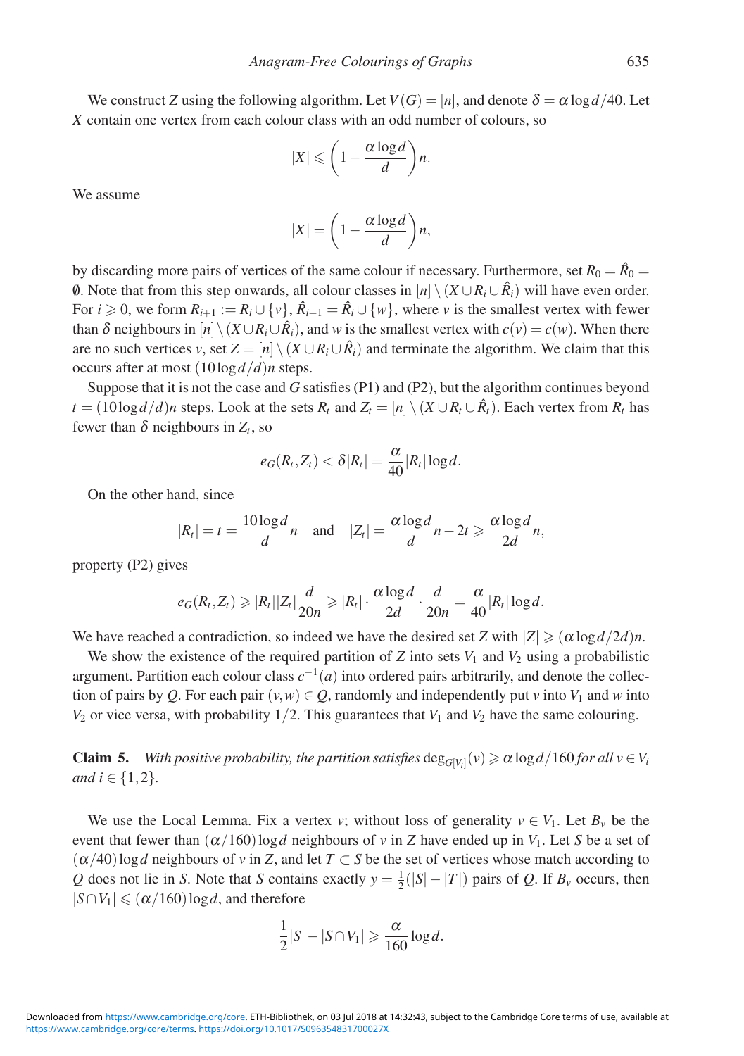We construct $Z$ using the following algorithm. Let $V(G) = [n]$, and denote $\delta = \alpha \log d/40$. Let $X$ contain one vertex from each colour class with an odd number of colours, so

$$|X| \leqslant \left(1 - \frac{\alpha \log d}{d}\right) n.$$

We assume

$$|X| = \left(1 - \frac{\alpha \log d}{d}\right) n,$$

by discarding more pairs of vertices of the same colour if necessary. Furthermore, set $R_0 = \hat{R}_0 = \emptyset$. Note that from this step onwards, all colour classes in $[n] \setminus (X \cup R_i \cup \hat{R}_i)$ will have even order. For $i \geqslant 0$, we form $R_{i+1} := R_i \cup \{v\}$, $\hat{R}_{i+1} = \hat{R}_i \cup \{w\}$, where $v$ is the smallest vertex with fewer than $\delta$ neighbours in $[n] \setminus (X \cup R_i \cup \hat{R}_i)$, and $w$ is the smallest vertex with $c(v) = c(w)$. When there are no such vertices $v$, set $Z = [n] \setminus (X \cup R_i \cup \hat{R}_i)$ and terminate the algorithm. We claim that this occurs after at most $(10 \log d/d)n$ steps.

Suppose that it is not the case and $G$ satisfies (P1) and (P2), but the algorithm continues beyond $t = (10 \log d/d)n$ steps. Look at the sets $R_t$ and $Z_t = [n] \setminus (X \cup R_t \cup \hat{R}_t)$. Each vertex from $R_t$ has fewer than $\delta$ neighbours in $Z_t$, so

$$e_G(R_t, Z_t) < \delta |R_t| = \frac{\alpha}{40} |R_t| \log d.$$

On the other hand, since

$$|R_t| = t = \frac{10 \log d}{d} n \quad \text{and} \quad |Z_t| = \frac{\alpha \log d}{d} n - 2t \geqslant \frac{\alpha \log d}{2d} n,$$

property (P2) gives

$$e_G(R_t, Z_t) \geqslant |R_t||Z_t| \frac{d}{20n} \geqslant |R_t| \cdot \frac{\alpha \log d}{2d} \cdot \frac{d}{20n} = \frac{\alpha}{40} |R_t| \log d.$$

We have reached a contradiction, so indeed we have the desired set $Z$ with $|Z| \geqslant (\alpha \log d/2d)n$.

We show the existence of the required partition of $Z$ into sets $V_1$ and $V_2$ using a probabilistic argument. Partition each colour class $c^{-1}(a)$ into ordered pairs arbitrarily, and denote the collection of pairs by $Q$. For each pair $(v, w) \in Q$, randomly and independently put $v$ into $V_1$ and $w$ into $V_2$ or vice versa, with probability $1/2$. This guarantees that $V_1$ and $V_2$ have the same colouring.

**Claim 5.** *With positive probability, the partition satisfies* $\deg_{G[V_i]}(v) \geqslant \alpha \log d/160$ *for all* $v \in V_i$ *and* $i \in \{1, 2\}$.

We use the Local Lemma. Fix a vertex $v$; without loss of generality $v \in V_1$. Let $B_v$ be the event that fewer than $(\alpha/160) \log d$ neighbours of $v$ in $Z$ have ended up in $V_1$. Let $S$ be a set of $(\alpha/40) \log d$ neighbours of $v$ in $Z$, and let $T \subset S$ be the set of vertices whose match according to $Q$ does not lie in $S$. Note that $S$ contains exactly $y = \frac{1}{2}(|S| - |T|)$ pairs of $Q$. If $B_v$ occurs, then $|S \cap V_1| \leqslant (\alpha/160) \log d$, and therefore

$$\frac{1}{2}|S| - |S \cap V_1| \geqslant \frac{\alpha}{160} \log d.$$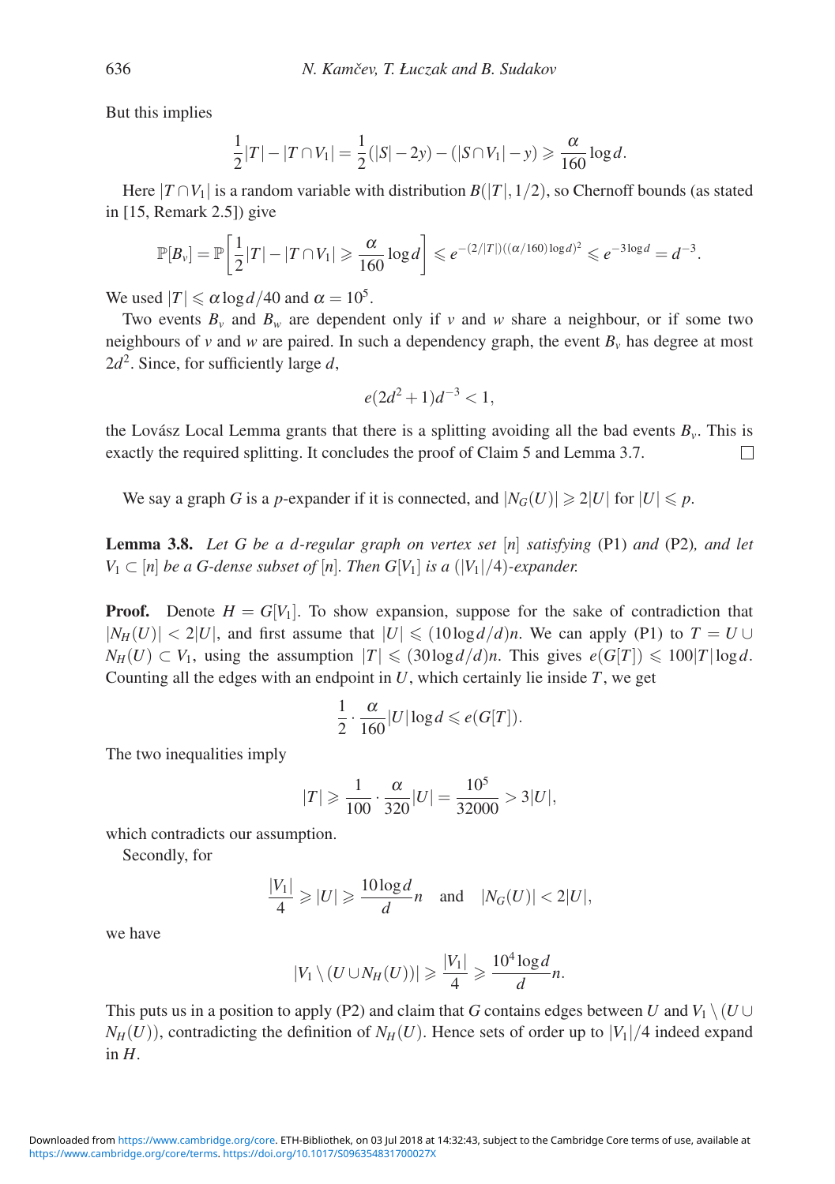But this implies

$$\frac{1}{2}|T| - |T \cap V_1| = \frac{1}{2}(|S| - 2y) - (|S \cap V_1| - y) \geqslant \frac{\alpha}{160}\log d.$$

Here $|T \cap V_1|$ is a random variable with distribution $B(|T|, 1/2)$, so Chernoff bounds (as stated in [15, Remark 2.5]) give

$$\mathbb{P}[B_v] = \mathbb{P}\left[\frac{1}{2}|T| - |T \cap V_1| \geqslant \frac{\alpha}{160}\log d\right] \leqslant e^{-(2/|T|)((\alpha/160)\log d)^2} \leqslant e^{-3\log d} = d^{-3}.$$

We used $|T| \leqslant \alpha \log d/40$ and $\alpha = 10^5$.

Two events $B_v$ and $B_w$ are dependent only if $v$ and $w$ share a neighbour, or if some two neighbours of $v$ and $w$ are paired. In such a dependency graph, the event $B_v$ has degree at most $2d^2$. Since, for sufficiently large $d$,

$$e(2d^2+1)d^{-3} < 1,$$

the Lovász Local Lemma grants that there is a splitting avoiding all the bad events $B_v$. This is exactly the required splitting. It concludes the proof of Claim 5 and Lemma 3.7. $\square$

We say a graph $G$ is a $p$-expander if it is connected, and $|N_G(U)| \geqslant 2|U|$ for $|U| \leqslant p$.

**Lemma 3.8.** *Let $G$ be a $d$-regular graph on vertex set $[n]$ satisfying* (P1) *and* (P2)*, and let $V_1 \subset [n]$ be a $G$-dense subset of $[n]$. Then $G[V_1]$ is a $(|V_1|/4)$-expander.*

**Proof.** Denote $H = G[V_1]$. To show expansion, suppose for the sake of contradiction that $|N_H(U)| < 2|U|$, and first assume that $|U| \leqslant (10\log d/d)n$. We can apply (P1) to $T = U \cup N_H(U) \subset V_1$, using the assumption $|T| \leqslant (30\log d/d)n$. This gives $e(G[T]) \leqslant 100|T|\log d$. Counting all the edges with an endpoint in $U$, which certainly lie inside $T$, we get

$$\frac{1}{2}\cdot\frac{\alpha}{160}|U|\log d \leqslant e(G[T]).$$

The two inequalities imply

$$|T| \geqslant \frac{1}{100}\cdot\frac{\alpha}{320}|U| = \frac{10^5}{32000} > 3|U|,$$

which contradicts our assumption.

Secondly, for

$$\frac{|V_1|}{4} \geqslant |U| \geqslant \frac{10\log d}{d}n \quad \text{and} \quad |N_G(U)| < 2|U|,$$

we have

$$|V_1 \setminus (U \cup N_H(U))| \geqslant \frac{|V_1|}{4} \geqslant \frac{10^4\log d}{d}n.$$

This puts us in a position to apply (P2) and claim that $G$ contains edges between $U$ and $V_1 \setminus (U \cup N_H(U))$, contradicting the definition of $N_H(U)$. Hence sets of order up to $|V_1|/4$ indeed expand in $H$.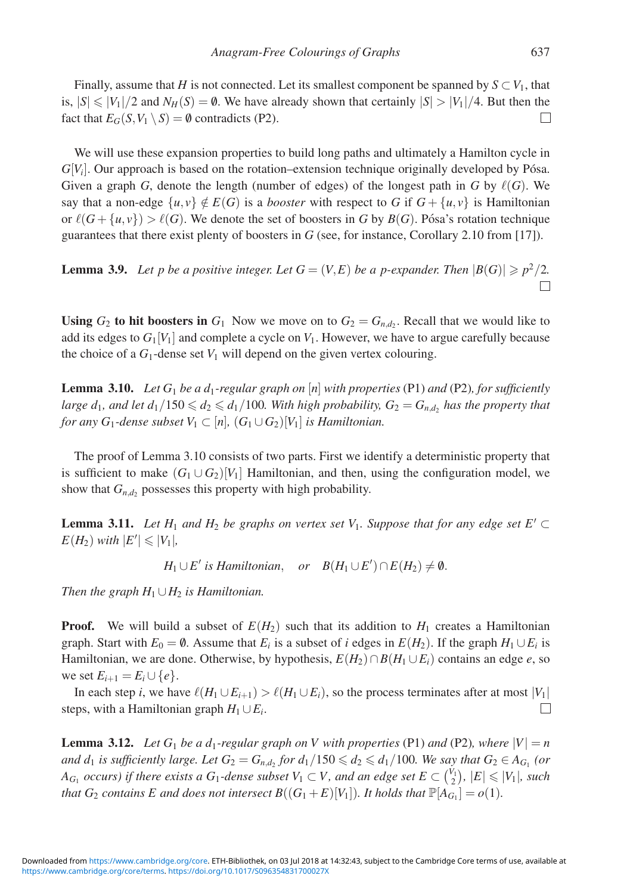Finally, assume that $H$ is not connected. Let its smallest component be spanned by $S \subset V_1$, that is, $|S| \leqslant |V_1|/2$ and $N_H(S) = \emptyset$. We have already shown that certainly $|S| > |V_1|/4$. But then the fact that $E_G(S, V_1 \setminus S) = \emptyset$ contradicts (P2). □

We will use these expansion properties to build long paths and ultimately a Hamilton cycle in $G[V_i]$. Our approach is based on the rotation–extension technique originally developed by Pósa. Given a graph $G$, denote the length (number of edges) of the longest path in $G$ by $\ell(G)$. We say that a non-edge $\{u, v\} \notin E(G)$ is a *booster* with respect to $G$ if $G + \{u, v\}$ is Hamiltonian or $\ell(G + \{u, v\}) > \ell(G)$. We denote the set of boosters in $G$ by $B(G)$. Pósa's rotation technique guarantees that there exist plenty of boosters in $G$ (see, for instance, Corollary 2.10 from [17]).

**Lemma 3.9.** *Let $p$ be a positive integer. Let $G = (V, E)$ be a $p$-expander. Then $|B(G)| \geqslant p^2/2$.* □

**Using $G_2$ to hit boosters in $G_1$** Now we move on to $G_2 = G_{n,d_2}$. Recall that we would like to add its edges to $G_1[V_1]$ and complete a cycle on $V_1$. However, we have to argue carefully because the choice of a $G_1$-dense set $V_1$ will depend on the given vertex colouring.

**Lemma 3.10.** *Let $G_1$ be a $d_1$-regular graph on $[n]$ with properties* (P1) *and* (P2)*, for sufficiently large $d_1$, and let $d_1/150 \leqslant d_2 \leqslant d_1/100$. With high probability, $G_2 = G_{n,d_2}$ has the property that for any $G_1$-dense subset $V_1 \subset [n]$, $(G_1 \cup G_2)[V_1]$ is Hamiltonian.*

The proof of Lemma 3.10 consists of two parts. First we identify a deterministic property that is sufficient to make $(G_1 \cup G_2)[V_1]$ Hamiltonian, and then, using the configuration model, we show that $G_{n,d_2}$ possesses this property with high probability.

**Lemma 3.11.** *Let $H_1$ and $H_2$ be graphs on vertex set $V_1$. Suppose that for any edge set $E' \subset E(H_2)$ with $|E'| \leqslant |V_1|$,*

$$H_1 \cup E' \text{ is Hamiltonian}, \quad \text{or} \quad B(H_1 \cup E') \cap E(H_2) \neq \emptyset.$$

*Then the graph $H_1 \cup H_2$ is Hamiltonian.*

**Proof.** We will build a subset of $E(H_2)$ such that its addition to $H_1$ creates a Hamiltonian graph. Start with $E_0 = \emptyset$. Assume that $E_i$ is a subset of $i$ edges in $E(H_2)$. If the graph $H_1 \cup E_i$ is Hamiltonian, we are done. Otherwise, by hypothesis, $E(H_2) \cap B(H_1 \cup E_i)$ contains an edge $e$, so we set $E_{i+1} = E_i \cup \{e\}$.

In each step $i$, we have $\ell(H_1 \cup E_{i+1}) > \ell(H_1 \cup E_i)$, so the process terminates after at most $|V_1|$ steps, with a Hamiltonian graph $H_1 \cup E_i$. □

**Lemma 3.12.** *Let $G_1$ be a $d_1$-regular graph on $V$ with properties* (P1) *and* (P2)*, where $|V| = n$ and $d_1$ is sufficiently large. Let $G_2 = G_{n,d_2}$ for $d_1/150 \leqslant d_2 \leqslant d_1/100$. We say that $G_2 \in A_{G_1}$ (or $A_{G_1}$ occurs) if there exists a $G_1$-dense subset $V_1 \subset V$, and an edge set $E \subset \binom{V_1}{2}$, $|E| \leqslant |V_1|$, such that $G_2$ contains $E$ and does not intersect $B((G_1 + E)[V_1])$. It holds that $\mathbb{P}[A_{G_1}] = o(1)$.*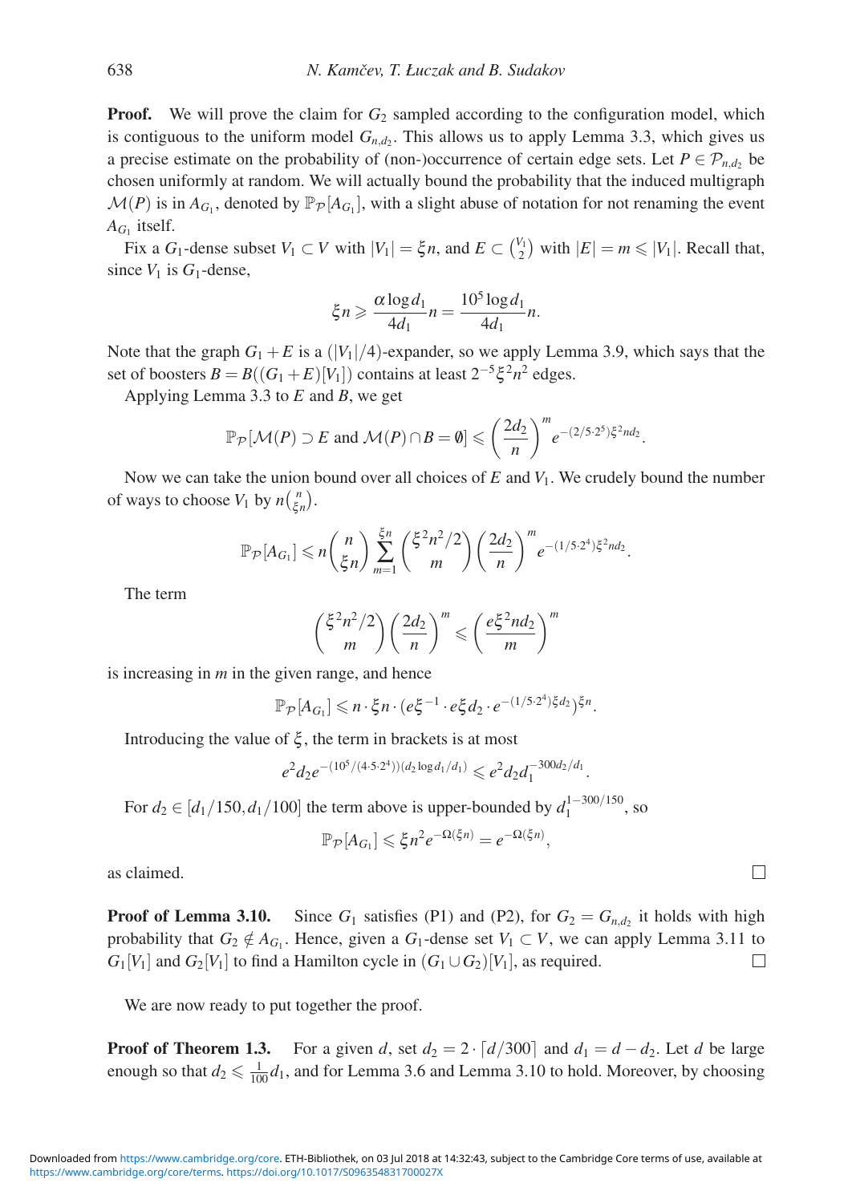**Proof.** We will prove the claim for $G_2$ sampled according to the configuration model, which is contiguous to the uniform model $G_{n,d_2}$. This allows us to apply Lemma 3.3, which gives us a precise estimate on the probability of (non-)occurrence of certain edge sets. Let $P \in \mathcal{P}_{n,d_2}$ be chosen uniformly at random. We will actually bound the probability that the induced multigraph $\mathcal{M}(P)$ is in $A_{G_1}$, denoted by $\mathbb{P}_{\mathcal{P}}[A_{G_1}]$, with a slight abuse of notation for not renaming the event $A_{G_1}$ itself.

Fix a $G_1$-dense subset $V_1 \subset V$ with $|V_1| = \xi n$, and $E \subset \binom{V_1}{2}$ with $|E| = m \leqslant |V_1|$. Recall that, since $V_1$ is $G_1$-dense,

$$\xi n \geqslant \frac{\alpha \log d_1}{4 d_1} n = \frac{10^5 \log d_1}{4 d_1} n.$$

Note that the graph $G_1 + E$ is a $(|V_1|/4)$-expander, so we apply Lemma 3.9, which says that the set of boosters $B = B((G_1 + E)[V_1])$ contains at least $2^{-5}\xi^2 n^2$ edges.

Applying Lemma 3.3 to $E$ and $B$, we get

$$\mathbb{P}_{\mathcal{P}}[\mathcal{M}(P) \supset E \text{ and } \mathcal{M}(P) \cap B = \emptyset] \leqslant \left(\frac{2d_2}{n}\right)^m e^{-(2/5\cdot 2^5)\xi^2 n d_2}.$$

Now we can take the union bound over all choices of $E$ and $V_1$. We crudely bound the number of ways to choose $V_1$ by $n\binom{n}{\xi n}$.

$$\mathbb{P}_{\mathcal{P}}[A_{G_1}] \leqslant n \binom{n}{\xi n} \sum_{m=1}^{\xi n} \binom{\xi^2 n^2/2}{m} \left(\frac{2d_2}{n}\right)^m e^{-(1/5\cdot 2^4)\xi^2 n d_2}.$$

The term

$$\binom{\xi^2 n^2/2}{m} \left(\frac{2d_2}{n}\right)^m \leqslant \left(\frac{e\xi^2 n d_2}{m}\right)^m$$

is increasing in $m$ in the given range, and hence

$$\mathbb{P}_{\mathcal{P}}[A_{G_1}] \leqslant n \cdot \xi n \cdot (e\xi^{-1} \cdot e\xi d_2 \cdot e^{-(1/5\cdot 2^4)\xi d_2})^{\xi n}.$$

Introducing the value of $\xi$, the term in brackets is at most

$$e^2 d_2 e^{-(10^5/(4\cdot 5\cdot 2^4))(d_2 \log d_1/d_1)} \leqslant e^2 d_2 d_1^{-300 d_2/d_1}.$$

For $d_2 \in [d_1/150, d_1/100]$ the term above is upper-bounded by $d_1^{1-300/150}$, so

$$\mathbb{P}_{\mathcal{P}}[A_{G_1}] \leqslant \xi n^2 e^{-\Omega(\xi n)} = e^{-\Omega(\xi n)},$$

as claimed. □

**Proof of Lemma 3.10.** Since $G_1$ satisfies (P1) and (P2), for $G_2 = G_{n,d_2}$ it holds with high probability that $G_2 \notin A_{G_1}$. Hence, given a $G_1$-dense set $V_1 \subset V$, we can apply Lemma 3.11 to $G_1[V_1]$ and $G_2[V_1]$ to find a Hamilton cycle in $(G_1 \cup G_2)[V_1]$, as required. □

We are now ready to put together the proof.

**Proof of Theorem 1.3.** For a given $d$, set $d_2 = 2 \cdot \lceil d/300 \rceil$ and $d_1 = d - d_2$. Let $d$ be large enough so that $d_2 \leqslant \frac{1}{100} d_1$, and for Lemma 3.6 and Lemma 3.10 to hold. Moreover, by choosing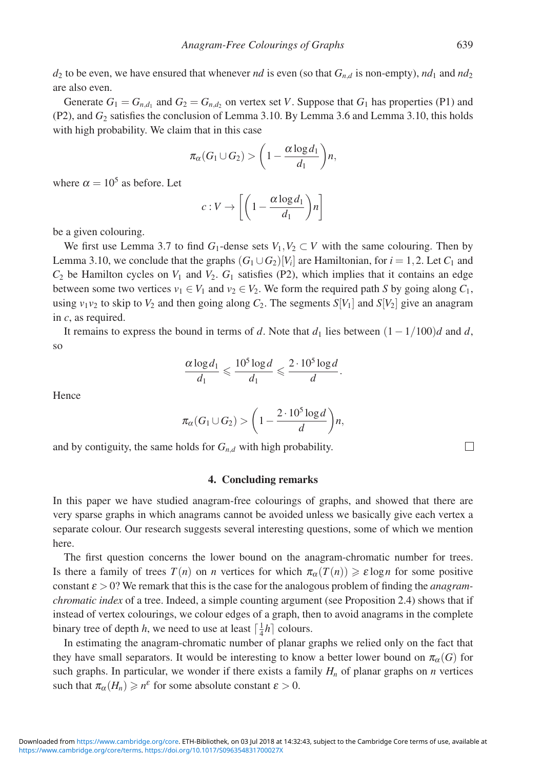$d_2$ to be even, we have ensured that whenever $nd$ is even (so that $G_{n,d}$ is non-empty), $nd_1$ and $nd_2$ are also even.

Generate $G_1 = G_{n,d_1}$ and $G_2 = G_{n,d_2}$ on vertex set $V$. Suppose that $G_1$ has properties (P1) and (P2), and $G_2$ satisfies the conclusion of Lemma 3.10. By Lemma 3.6 and Lemma 3.10, this holds with high probability. We claim that in this case

$$\pi_\alpha(G_1 \cup G_2) > \left(1 - \frac{\alpha \log d_1}{d_1}\right)n,$$

where $\alpha = 10^5$ as before. Let

$$c : V \to \left[\left(1 - \frac{\alpha \log d_1}{d_1}\right)n\right]$$

be a given colouring.

We first use Lemma 3.7 to find $G_1$-dense sets $V_1, V_2 \subset V$ with the same colouring. Then by Lemma 3.10, we conclude that the graphs $(G_1 \cup G_2)[V_i]$ are Hamiltonian, for $i = 1, 2$. Let $C_1$ and $C_2$ be Hamilton cycles on $V_1$ and $V_2$. $G_1$ satisfies (P2), which implies that it contains an edge between some two vertices $v_1 \in V_1$ and $v_2 \in V_2$. We form the required path $S$ by going along $C_1$, using $v_1v_2$ to skip to $V_2$ and then going along $C_2$. The segments $S[V_1]$ and $S[V_2]$ give an anagram in $c$, as required.

It remains to express the bound in terms of $d$. Note that $d_1$ lies between $(1 - 1/100)d$ and $d$, so

$$\frac{\alpha \log d_1}{d_1} \leqslant \frac{10^5 \log d}{d_1} \leqslant \frac{2 \cdot 10^5 \log d}{d}.$$

Hence

$$\pi_\alpha(G_1 \cup G_2) > \left(1 - \frac{2 \cdot 10^5 \log d}{d}\right)n,$$

and by contiguity, the same holds for $G_{n,d}$ with high probability. □

## 4. Concluding remarks

In this paper we have studied anagram-free colourings of graphs, and showed that there are very sparse graphs in which anagrams cannot be avoided unless we basically give each vertex a separate colour. Our research suggests several interesting questions, some of which we mention here.

The first question concerns the lower bound on the anagram-chromatic number for trees. Is there a family of trees $T(n)$ on $n$ vertices for which $\pi_\alpha(T(n)) \geqslant \varepsilon \log n$ for some positive constant $\varepsilon > 0$? We remark that this is the case for the analogous problem of finding the *anagram-chromatic index* of a tree. Indeed, a simple counting argument (see Proposition 2.4) shows that if instead of vertex colourings, we colour edges of a graph, then to avoid anagrams in the complete binary tree of depth $h$, we need to use at least $\lceil \frac{1}{4}h \rceil$ colours.

In estimating the anagram-chromatic number of planar graphs we relied only on the fact that they have small separators. It would be interesting to know a better lower bound on $\pi_\alpha(G)$ for such graphs. In particular, we wonder if there exists a family $H_n$ of planar graphs on $n$ vertices such that $\pi_\alpha(H_n) \geqslant n^\varepsilon$ for some absolute constant $\varepsilon > 0$.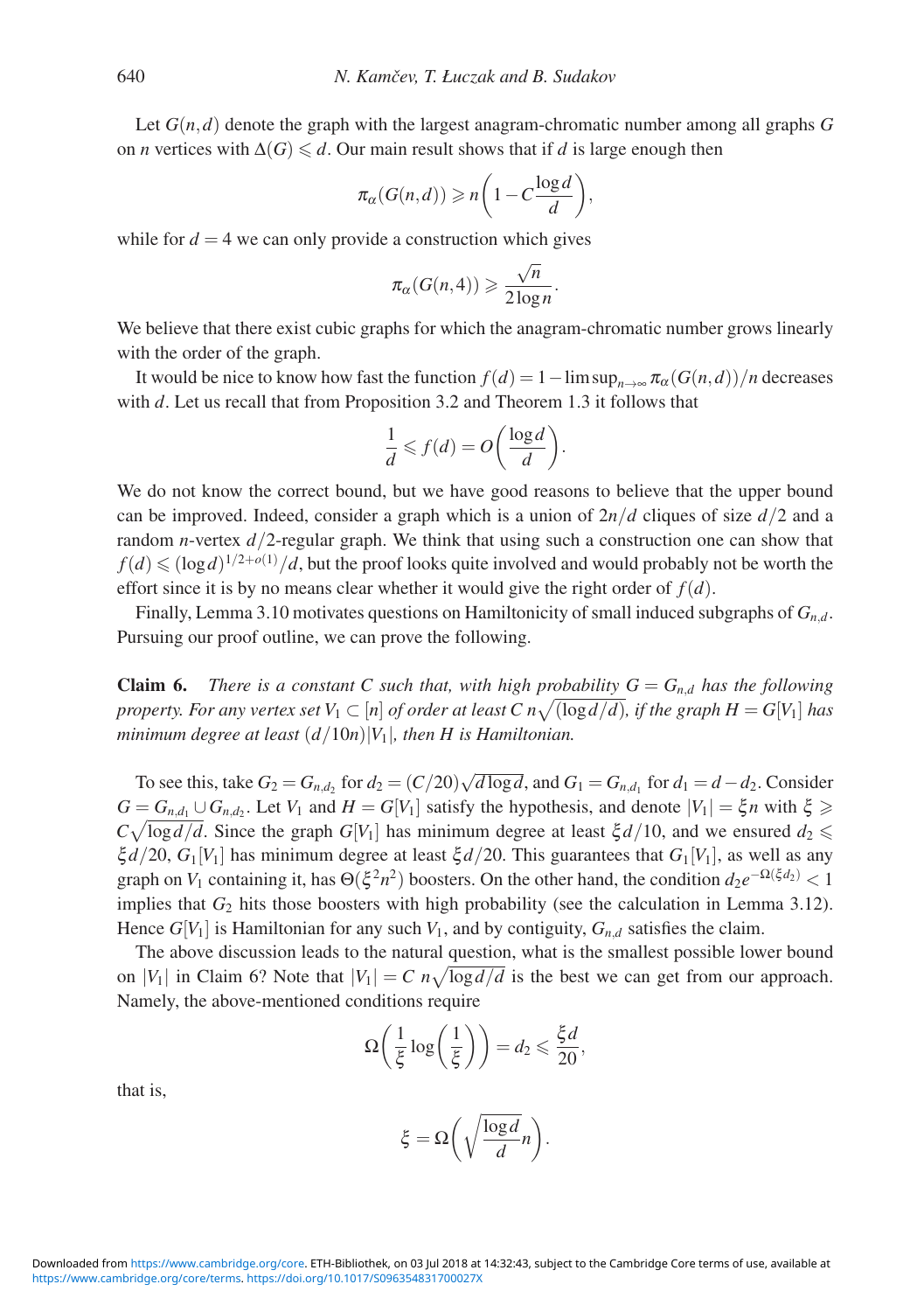Let $G(n,d)$ denote the graph with the largest anagram-chromatic number among all graphs $G$ on $n$ vertices with $\Delta(G) \leqslant d$. Our main result shows that if $d$ is large enough then

$$\pi_\alpha(G(n,d)) \geqslant n\left(1 - C\frac{\log d}{d}\right),$$

while for $d = 4$ we can only provide a construction which gives

$$\pi_\alpha(G(n,4)) \geqslant \frac{\sqrt{n}}{2\log n}.$$

We believe that there exist cubic graphs for which the anagram-chromatic number grows linearly with the order of the graph.

It would be nice to know how fast the function $f(d) = 1 - \limsup_{n\to\infty} \pi_\alpha(G(n,d))/n$ decreases with $d$. Let us recall that from Proposition 3.2 and Theorem 1.3 it follows that

$$\frac{1}{d} \leqslant f(d) = O\left(\frac{\log d}{d}\right).$$

We do not know the correct bound, but we have good reasons to believe that the upper bound can be improved. Indeed, consider a graph which is a union of $2n/d$ cliques of size $d/2$ and a random $n$-vertex $d/2$-regular graph. We think that using such a construction one can show that $f(d) \leqslant (\log d)^{1/2+o(1)}/d$, but the proof looks quite involved and would probably not be worth the effort since it is by no means clear whether it would give the right order of $f(d)$.

Finally, Lemma 3.10 motivates questions on Hamiltonicity of small induced subgraphs of $G_{n,d}$. Pursuing our proof outline, we can prove the following.

**Claim 6.** *There is a constant $C$ such that, with high probability $G = G_{n,d}$ has the following property. For any vertex set $V_1 \subset [n]$ of order at least $C\, n\sqrt{(\log d/d)}$, if the graph $H = G[V_1]$ has minimum degree at least $(d/10n)|V_1|$, then $H$ is Hamiltonian.*

To see this, take $G_2 = G_{n,d_2}$ for $d_2 = (C/20)\sqrt{d\log d}$, and $G_1 = G_{n,d_1}$ for $d_1 = d - d_2$. Consider $G = G_{n,d_1} \cup G_{n,d_2}$. Let $V_1$ and $H = G[V_1]$ satisfy the hypothesis, and denote $|V_1| = \xi n$ with $\xi \geqslant C\sqrt{\log d/d}$. Since the graph $G[V_1]$ has minimum degree at least $\xi d/10$, and we ensured $d_2 \leqslant \xi d/20$, $G_1[V_1]$ has minimum degree at least $\xi d/20$. This guarantees that $G_1[V_1]$, as well as any graph on $V_1$ containing it, has $\Theta(\xi^2 n^2)$ boosters. On the other hand, the condition $d_2 e^{-\Omega(\xi d_2)} < 1$ implies that $G_2$ hits those boosters with high probability (see the calculation in Lemma 3.12). Hence $G[V_1]$ is Hamiltonian for any such $V_1$, and by contiguity, $G_{n,d}$ satisfies the claim.

The above discussion leads to the natural question, what is the smallest possible lower bound on $|V_1|$ in Claim 6? Note that $|V_1| = C\; n\sqrt{\log d/d}$ is the best we can get from our approach. Namely, the above-mentioned conditions require

$$\Omega\left(\frac{1}{\xi}\log\left(\frac{1}{\xi}\right)\right) = d_2 \leqslant \frac{\xi d}{20},$$

that is,

$$\xi = \Omega\left(\sqrt{\frac{\log d}{d}}n\right).$$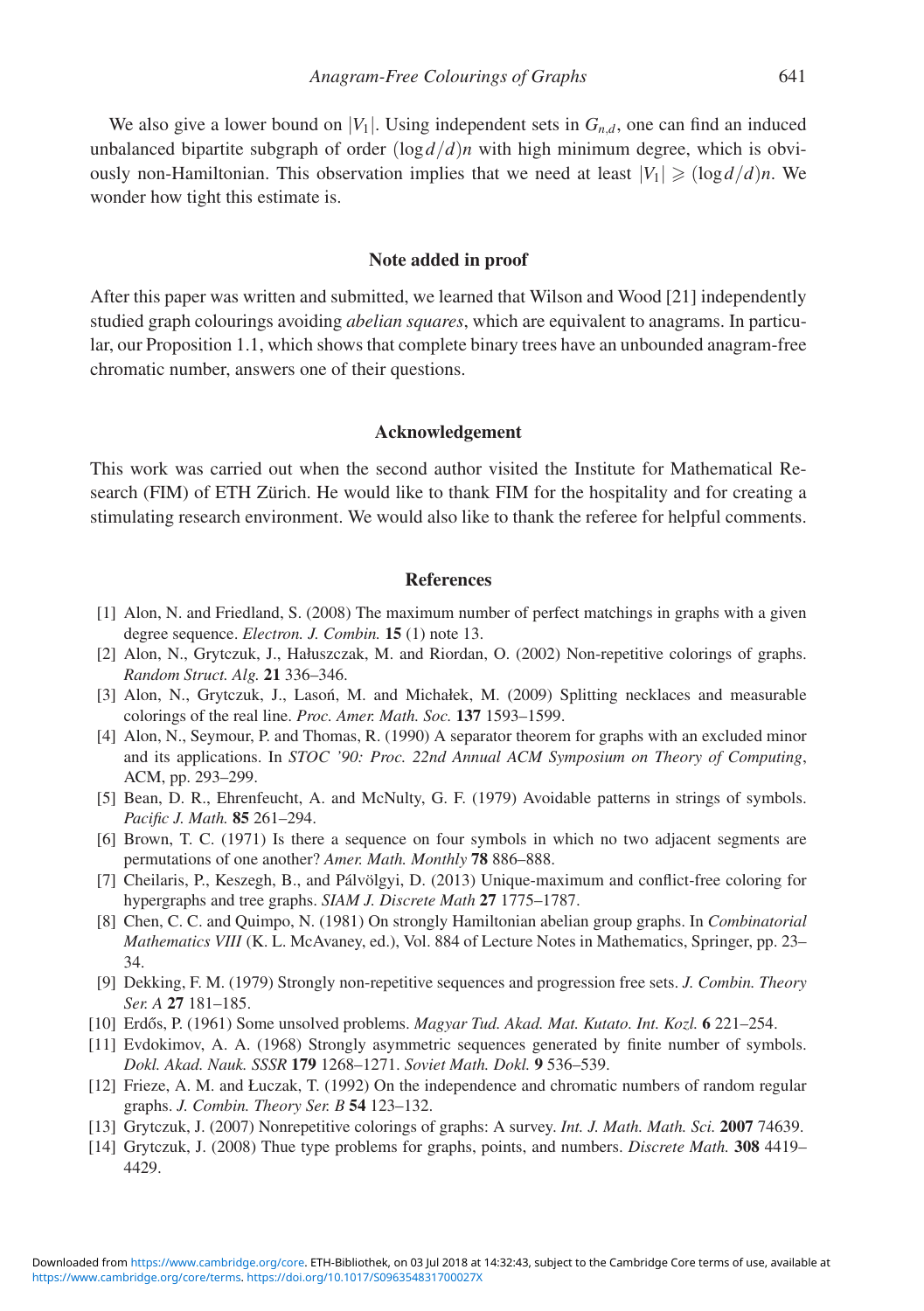We also give a lower bound on $|V_1|$. Using independent sets in $G_{n,d}$, one can find an induced unbalanced bipartite subgraph of order $(\log d/d)n$ with high minimum degree, which is obviously non-Hamiltonian. This observation implies that we need at least $|V_1| \geqslant (\log d/d)n$. We wonder how tight this estimate is.

## Note added in proof

After this paper was written and submitted, we learned that Wilson and Wood [21] independently studied graph colourings avoiding *abelian squares*, which are equivalent to anagrams. In particular, our Proposition 1.1, which shows that complete binary trees have an unbounded anagram-free chromatic number, answers one of their questions.

## Acknowledgement

This work was carried out when the second author visited the Institute for Mathematical Research (FIM) of ETH Zürich. He would like to thank FIM for the hospitality and for creating a stimulating research environment. We would also like to thank the referee for helpful comments.

## References

[1] Alon, N. and Friedland, S. (2008) The maximum number of perfect matchings in graphs with a given degree sequence. *Electron. J. Combin.* **15** (1) note 13.

[2] Alon, N., Grytczuk, J., Hałuszczak, M. and Riordan, O. (2002) Non-repetitive colorings of graphs. *Random Struct. Alg.* **21** 336–346.

[3] Alon, N., Grytczuk, J., Lasoń, M. and Michałek, M. (2009) Splitting necklaces and measurable colorings of the real line. *Proc. Amer. Math. Soc.* **137** 1593–1599.

[4] Alon, N., Seymour, P. and Thomas, R. (1990) A separator theorem for graphs with an excluded minor and its applications. In *STOC '90: Proc. 22nd Annual ACM Symposium on Theory of Computing*, ACM, pp. 293–299.

[5] Bean, D. R., Ehrenfeucht, A. and McNulty, G. F. (1979) Avoidable patterns in strings of symbols. *Pacific J. Math.* **85** 261–294.

[6] Brown, T. C. (1971) Is there a sequence on four symbols in which no two adjacent segments are permutations of one another? *Amer. Math. Monthly* **78** 886–888.

[7] Cheilaris, P., Keszegh, B., and Pálvölgyi, D. (2013) Unique-maximum and conflict-free coloring for hypergraphs and tree graphs. *SIAM J. Discrete Math* **27** 1775–1787.

[8] Chen, C. C. and Quimpo, N. (1981) On strongly Hamiltonian abelian group graphs. In *Combinatorial Mathematics VIII* (K. L. McAvaney, ed.), Vol. 884 of Lecture Notes in Mathematics, Springer, pp. 23–34.

[9] Dekking, F. M. (1979) Strongly non-repetitive sequences and progression free sets. *J. Combin. Theory Ser. A* **27** 181–185.

[10] Erdős, P. (1961) Some unsolved problems. *Magyar Tud. Akad. Mat. Kutato. Int. Kozl.* **6** 221–254.

[11] Evdokimov, A. A. (1968) Strongly asymmetric sequences generated by finite number of symbols. *Dokl. Akad. Nauk. SSSR* **179** 1268–1271. *Soviet Math. Dokl.* **9** 536–539.

[12] Frieze, A. M. and Łuczak, T. (1992) On the independence and chromatic numbers of random regular graphs. *J. Combin. Theory Ser. B* **54** 123–132.

[13] Grytczuk, J. (2007) Nonrepetitive colorings of graphs: A survey. *Int. J. Math. Math. Sci.* **2007** 74639.

[14] Grytczuk, J. (2008) Thue type problems for graphs, points, and numbers. *Discrete Math.* **308** 4419–4429.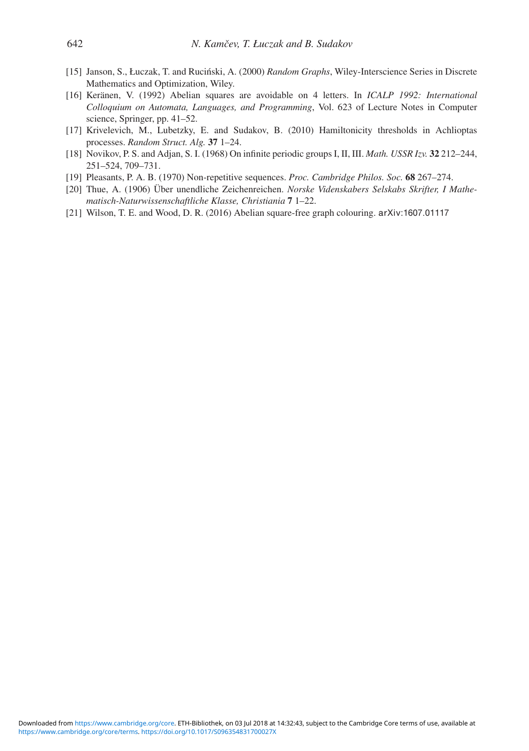[15] Janson, S., Łuczak, T. and Ruciński, A. (2000) *Random Graphs*, Wiley-Interscience Series in Discrete Mathematics and Optimization, Wiley.

[16] Keränen, V. (1992) Abelian squares are avoidable on 4 letters. In *ICALP 1992: International Colloquium on Automata, Languages, and Programming*, Vol. 623 of Lecture Notes in Computer science, Springer, pp. 41–52.

[17] Krivelevich, M., Lubetzky, E. and Sudakov, B. (2010) Hamiltonicity thresholds in Achlioptas processes. *Random Struct. Alg.* **37** 1–24.

[18] Novikov, P. S. and Adjan, S. I. (1968) On infinite periodic groups I, II, III. *Math. USSR Izv.* **32** 212–244, 251–524, 709–731.

[19] Pleasants, P. A. B. (1970) Non-repetitive sequences. *Proc. Cambridge Philos. Soc.* **68** 267–274.

[20] Thue, A. (1906) Über unendliche Zeichenreichen. *Norske Videnskabers Selskabs Skrifter, I Mathematisch-Naturwissenschaftliche Klasse, Christiania* **7** 1–22.

[21] Wilson, T. E. and Wood, D. R. (2016) Abelian square-free graph colouring. arXiv:1607.01117